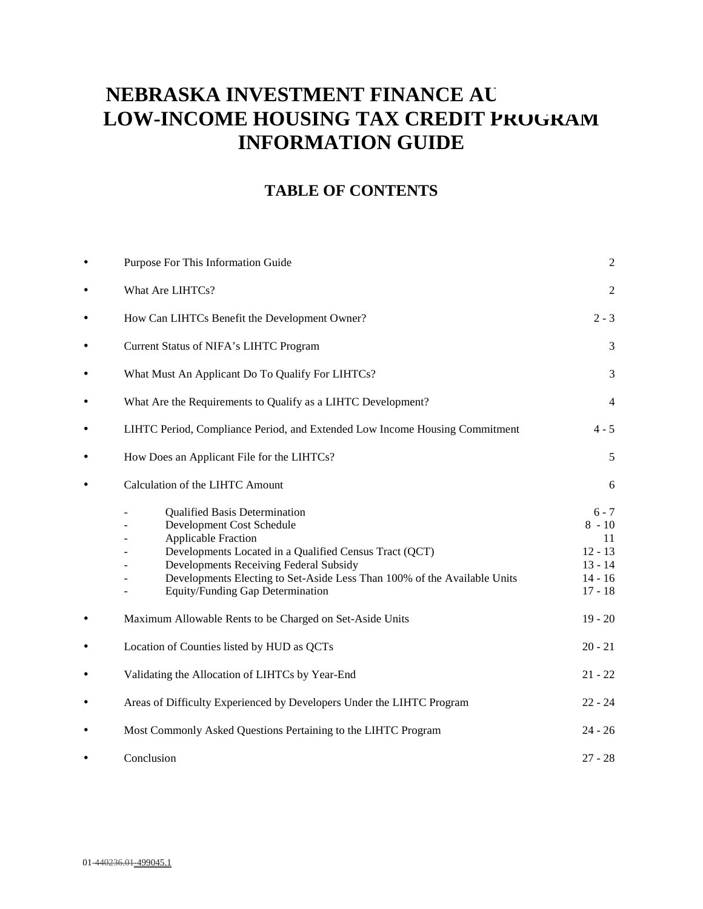# NEBRASKA INVESTMENT FINANCE AU
# LOW-INCOME HOUSING TAX CREDIT PROGRAM
# INFORMATION GUIDE

## TABLE OF CONTENTS

- Purpose For This Information Guide 2
- What Are LIHTCs? 2
- How Can LIHTCs Benefit the Development Owner? 2 - 3
- Current Status of NIFA's LIHTC Program 3
- What Must An Applicant Do To Qualify For LIHTCs? 3
- What Are the Requirements to Qualify as a LIHTC Development? 4
- LIHTC Period, Compliance Period, and Extended Low Income Housing Commitment 4 - 5
- How Does an Applicant File for the LIHTCs? 5
- Calculation of the LIHTC Amount 6
  - Qualified Basis Determination 6 - 7
  - Development Cost Schedule 8 - 10
  - Applicable Fraction 11
  - Developments Located in a Qualified Census Tract (QCT) 12 - 13
  - Developments Receiving Federal Subsidy 13 - 14
  - Developments Electing to Set-Aside Less Than 100% of the Available Units 14 - 16
  - Equity/Funding Gap Determination 17 - 18
- Maximum Allowable Rents to be Charged on Set-Aside Units 19 - 20
- Location of Counties listed by HUD as QCTs 20 - 21
- Validating the Allocation of LIHTCs by Year-End 21 - 22
- Areas of Difficulty Experienced by Developers Under the LIHTC Program 22 - 24
- Most Commonly Asked Questions Pertaining to the LIHTC Program 24 - 26
- Conclusion 27 - 28

01-~~440236.01~~-499045.1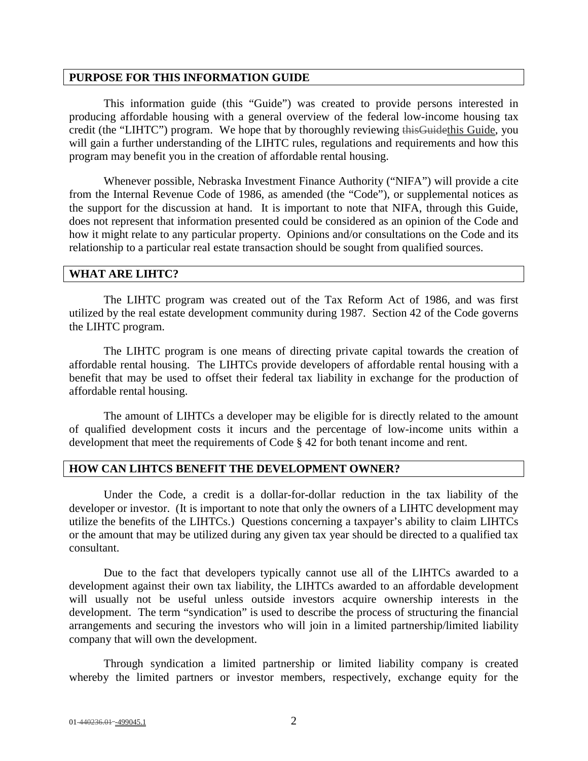## PURPOSE FOR THIS INFORMATION GUIDE

This information guide (this "Guide") was created to provide persons interested in producing affordable housing with a general overview of the federal low-income housing tax credit (the "LIHTC") program. We hope that by thoroughly reviewing this Guide, you will gain a further understanding of the LIHTC rules, regulations and requirements and how this program may benefit you in the creation of affordable rental housing.

Whenever possible, Nebraska Investment Finance Authority ("NIFA") will provide a cite from the Internal Revenue Code of 1986, as amended (the "Code"), or supplemental notices as the support for the discussion at hand. It is important to note that NIFA, through this Guide, does not represent that information presented could be considered as an opinion of the Code and how it might relate to any particular property. Opinions and/or consultations on the Code and its relationship to a particular real estate transaction should be sought from qualified sources.

## WHAT ARE LIHTC?

The LIHTC program was created out of the Tax Reform Act of 1986, and was first utilized by the real estate development community during 1987. Section 42 of the Code governs the LIHTC program.

The LIHTC program is one means of directing private capital towards the creation of affordable rental housing. The LIHTCs provide developers of affordable rental housing with a benefit that may be used to offset their federal tax liability in exchange for the production of affordable rental housing.

The amount of LIHTCs a developer may be eligible for is directly related to the amount of qualified development costs it incurs and the percentage of low-income units within a development that meet the requirements of Code § 42 for both tenant income and rent.

## HOW CAN LIHTCS BENEFIT THE DEVELOPMENT OWNER?

Under the Code, a credit is a dollar-for-dollar reduction in the tax liability of the developer or investor. (It is important to note that only the owners of a LIHTC development may utilize the benefits of the LIHTCs.) Questions concerning a taxpayer's ability to claim LIHTCs or the amount that may be utilized during any given tax year should be directed to a qualified tax consultant.

Due to the fact that developers typically cannot use all of the LIHTCs awarded to a development against their own tax liability, the LIHTCs awarded to an affordable development will usually not be useful unless outside investors acquire ownership interests in the development. The term "syndication" is used to describe the process of structuring the financial arrangements and securing the investors who will join in a limited partnership/limited liability company that will own the development.

Through syndication a limited partnership or limited liability company is created whereby the limited partners or investor members, respectively, exchange equity for the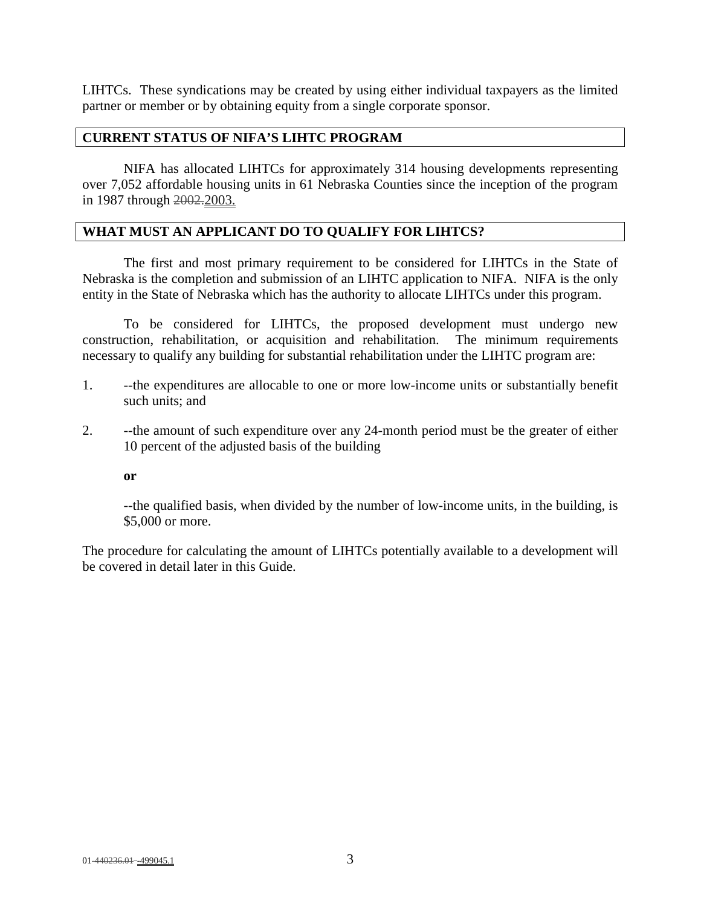LIHTCs. These syndications may be created by using either individual taxpayers as the limited partner or member or by obtaining equity from a single corporate sponsor.

## CURRENT STATUS OF NIFA'S LIHTC PROGRAM

NIFA has allocated LIHTCs for approximately 314 housing developments representing over 7,052 affordable housing units in 61 Nebraska Counties since the inception of the program in 1987 through ~~2002.~~2003.

## WHAT MUST AN APPLICANT DO TO QUALIFY FOR LIHTCS?

The first and most primary requirement to be considered for LIHTCs in the State of Nebraska is the completion and submission of an LIHTC application to NIFA. NIFA is the only entity in the State of Nebraska which has the authority to allocate LIHTCs under this program.

To be considered for LIHTCs, the proposed development must undergo new construction, rehabilitation, or acquisition and rehabilitation. The minimum requirements necessary to qualify any building for substantial rehabilitation under the LIHTC program are:

1. --the expenditures are allocable to one or more low-income units or substantially benefit such units; and

2. --the amount of such expenditure over any 24-month period must be the greater of either 10 percent of the adjusted basis of the building

   **or**

   --the qualified basis, when divided by the number of low-income units, in the building, is $5,000 or more.

The procedure for calculating the amount of LIHTCs potentially available to a development will be covered in detail later in this Guide.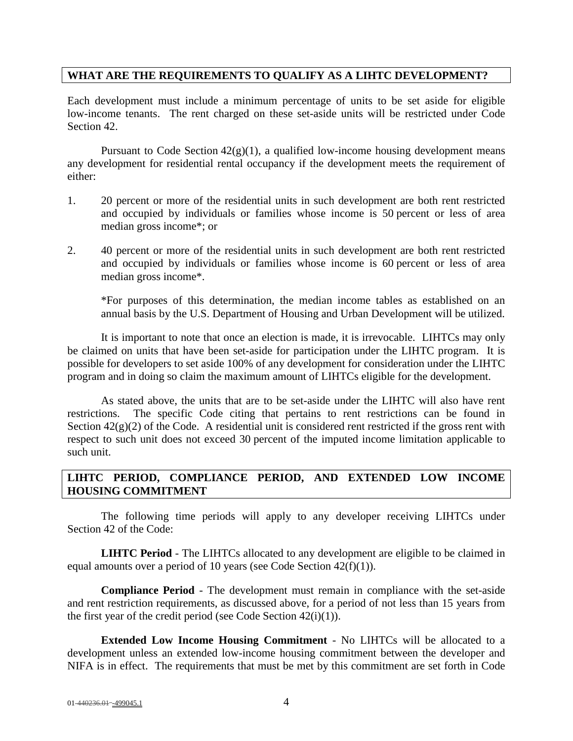## WHAT ARE THE REQUIREMENTS TO QUALIFY AS A LIHTC DEVELOPMENT?

Each development must include a minimum percentage of units to be set aside for eligible low-income tenants. The rent charged on these set-aside units will be restricted under Code Section 42.

Pursuant to Code Section 42(g)(1), a qualified low-income housing development means any development for residential rental occupancy if the development meets the requirement of either:

1. 20 percent or more of the residential units in such development are both rent restricted and occupied by individuals or families whose income is 50 percent or less of area median gross income*; or

2. 40 percent or more of the residential units in such development are both rent restricted and occupied by individuals or families whose income is 60 percent or less of area median gross income*.

   *For purposes of this determination, the median income tables as established on an annual basis by the U.S. Department of Housing and Urban Development will be utilized.

It is important to note that once an election is made, it is irrevocable. LIHTCs may only be claimed on units that have been set-aside for participation under the LIHTC program. It is possible for developers to set aside 100% of any development for consideration under the LIHTC program and in doing so claim the maximum amount of LIHTCs eligible for the development.

As stated above, the units that are to be set-aside under the LIHTC will also have rent restrictions. The specific Code citing that pertains to rent restrictions can be found in Section 42(g)(2) of the Code. A residential unit is considered rent restricted if the gross rent with respect to such unit does not exceed 30 percent of the imputed income limitation applicable to such unit.

## LIHTC PERIOD, COMPLIANCE PERIOD, AND EXTENDED LOW INCOME HOUSING COMMITMENT

The following time periods will apply to any developer receiving LIHTCs under Section 42 of the Code:

**LIHTC Period** - The LIHTCs allocated to any development are eligible to be claimed in equal amounts over a period of 10 years (see Code Section 42(f)(1)).

**Compliance Period** - The development must remain in compliance with the set-aside and rent restriction requirements, as discussed above, for a period of not less than 15 years from the first year of the credit period (see Code Section 42(i)(1)).

**Extended Low Income Housing Commitment** - No LIHTCs will be allocated to a development unless an extended low-income housing commitment between the developer and NIFA is in effect. The requirements that must be met by this commitment are set forth in Code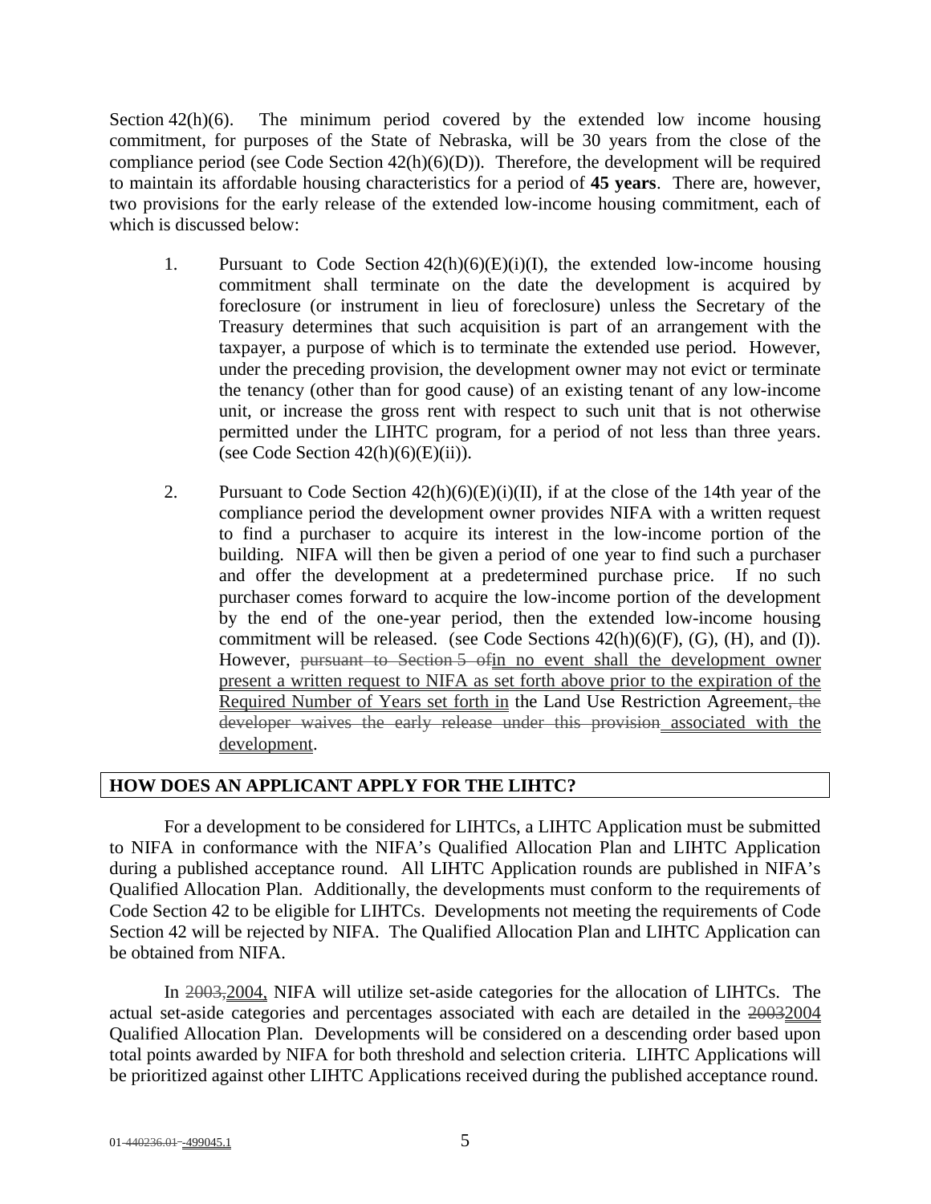Section 42(h)(6). The minimum period covered by the extended low income housing commitment, for purposes of the State of Nebraska, will be 30 years from the close of the compliance period (see Code Section 42(h)(6)(D)). Therefore, the development will be required to maintain its affordable housing characteristics for a period of **45 years**. There are, however, two provisions for the early release of the extended low-income housing commitment, each of which is discussed below:

1. Pursuant to Code Section 42(h)(6)(E)(i)(I), the extended low-income housing commitment shall terminate on the date the development is acquired by foreclosure (or instrument in lieu of foreclosure) unless the Secretary of the Treasury determines that such acquisition is part of an arrangement with the taxpayer, a purpose of which is to terminate the extended use period. However, under the preceding provision, the development owner may not evict or terminate the tenancy (other than for good cause) of an existing tenant of any low-income unit, or increase the gross rent with respect to such unit that is not otherwise permitted under the LIHTC program, for a period of not less than three years. (see Code Section 42(h)(6)(E)(ii)).

2. Pursuant to Code Section 42(h)(6)(E)(i)(II), if at the close of the 14th year of the compliance period the development owner provides NIFA with a written request to find a purchaser to acquire its interest in the low-income portion of the building. NIFA will then be given a period of one year to find such a purchaser and offer the development at a predetermined purchase price. If no such purchaser comes forward to acquire the low-income portion of the development by the end of the one-year period, then the extended low-income housing commitment will be released. (see Code Sections 42(h)(6)(F), (G), (H), and (I)). However, ~~pursuant to Section 5 of~~in no event shall the development owner present a written request to NIFA as set forth above prior to the expiration of the Required Number of Years set forth in the Land Use Restriction Agreement~~, the developer waives the early release under this provision~~ associated with the development.

## HOW DOES AN APPLICANT APPLY FOR THE LIHTC?

For a development to be considered for LIHTCs, a LIHTC Application must be submitted to NIFA in conformance with the NIFA's Qualified Allocation Plan and LIHTC Application during a published acceptance round. All LIHTC Application rounds are published in NIFA's Qualified Allocation Plan. Additionally, the developments must conform to the requirements of Code Section 42 to be eligible for LIHTCs. Developments not meeting the requirements of Code Section 42 will be rejected by NIFA. The Qualified Allocation Plan and LIHTC Application can be obtained from NIFA.

In ~~2003,~~2004, NIFA will utilize set-aside categories for the allocation of LIHTCs. The actual set-aside categories and percentages associated with each are detailed in the ~~2003~~2004 Qualified Allocation Plan. Developments will be considered on a descending order based upon total points awarded by NIFA for both threshold and selection criteria. LIHTC Applications will be prioritized against other LIHTC Applications received during the published acceptance round.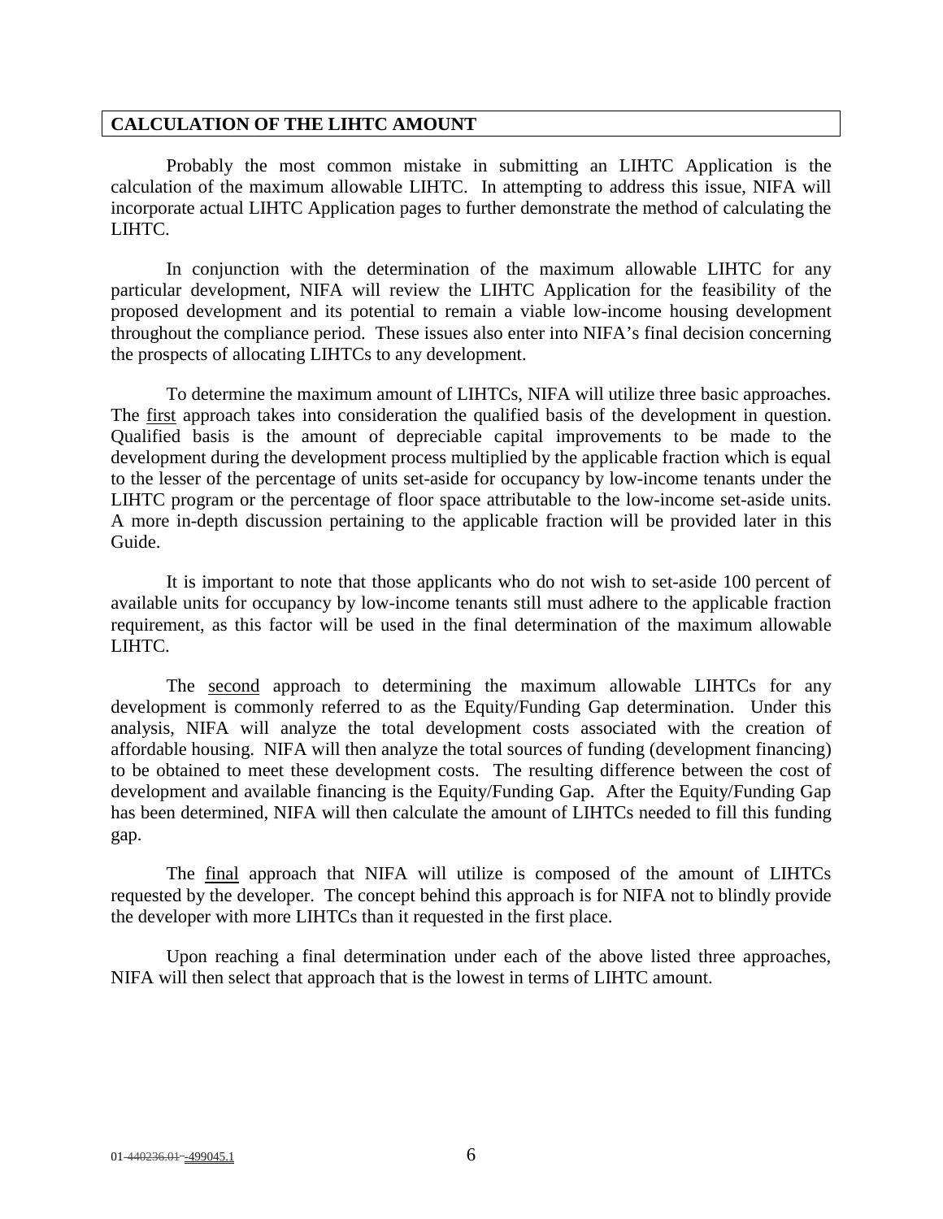## CALCULATION OF THE LIHTC AMOUNT

Probably the most common mistake in submitting an LIHTC Application is the calculation of the maximum allowable LIHTC. In attempting to address this issue, NIFA will incorporate actual LIHTC Application pages to further demonstrate the method of calculating the LIHTC.

In conjunction with the determination of the maximum allowable LIHTC for any particular development, NIFA will review the LIHTC Application for the feasibility of the proposed development and its potential to remain a viable low-income housing development throughout the compliance period. These issues also enter into NIFA's final decision concerning the prospects of allocating LIHTCs to any development.

To determine the maximum amount of LIHTCs, NIFA will utilize three basic approaches. The first approach takes into consideration the qualified basis of the development in question. Qualified basis is the amount of depreciable capital improvements to be made to the development during the development process multiplied by the applicable fraction which is equal to the lesser of the percentage of units set-aside for occupancy by low-income tenants under the LIHTC program or the percentage of floor space attributable to the low-income set-aside units. A more in-depth discussion pertaining to the applicable fraction will be provided later in this Guide.

It is important to note that those applicants who do not wish to set-aside 100 percent of available units for occupancy by low-income tenants still must adhere to the applicable fraction requirement, as this factor will be used in the final determination of the maximum allowable LIHTC.

The second approach to determining the maximum allowable LIHTCs for any development is commonly referred to as the Equity/Funding Gap determination. Under this analysis, NIFA will analyze the total development costs associated with the creation of affordable housing. NIFA will then analyze the total sources of funding (development financing) to be obtained to meet these development costs. The resulting difference between the cost of development and available financing is the Equity/Funding Gap. After the Equity/Funding Gap has been determined, NIFA will then calculate the amount of LIHTCs needed to fill this funding gap.

The final approach that NIFA will utilize is composed of the amount of LIHTCs requested by the developer. The concept behind this approach is for NIFA not to blindly provide the developer with more LIHTCs than it requested in the first place.

Upon reaching a final determination under each of the above listed three approaches, NIFA will then select that approach that is the lowest in terms of LIHTC amount.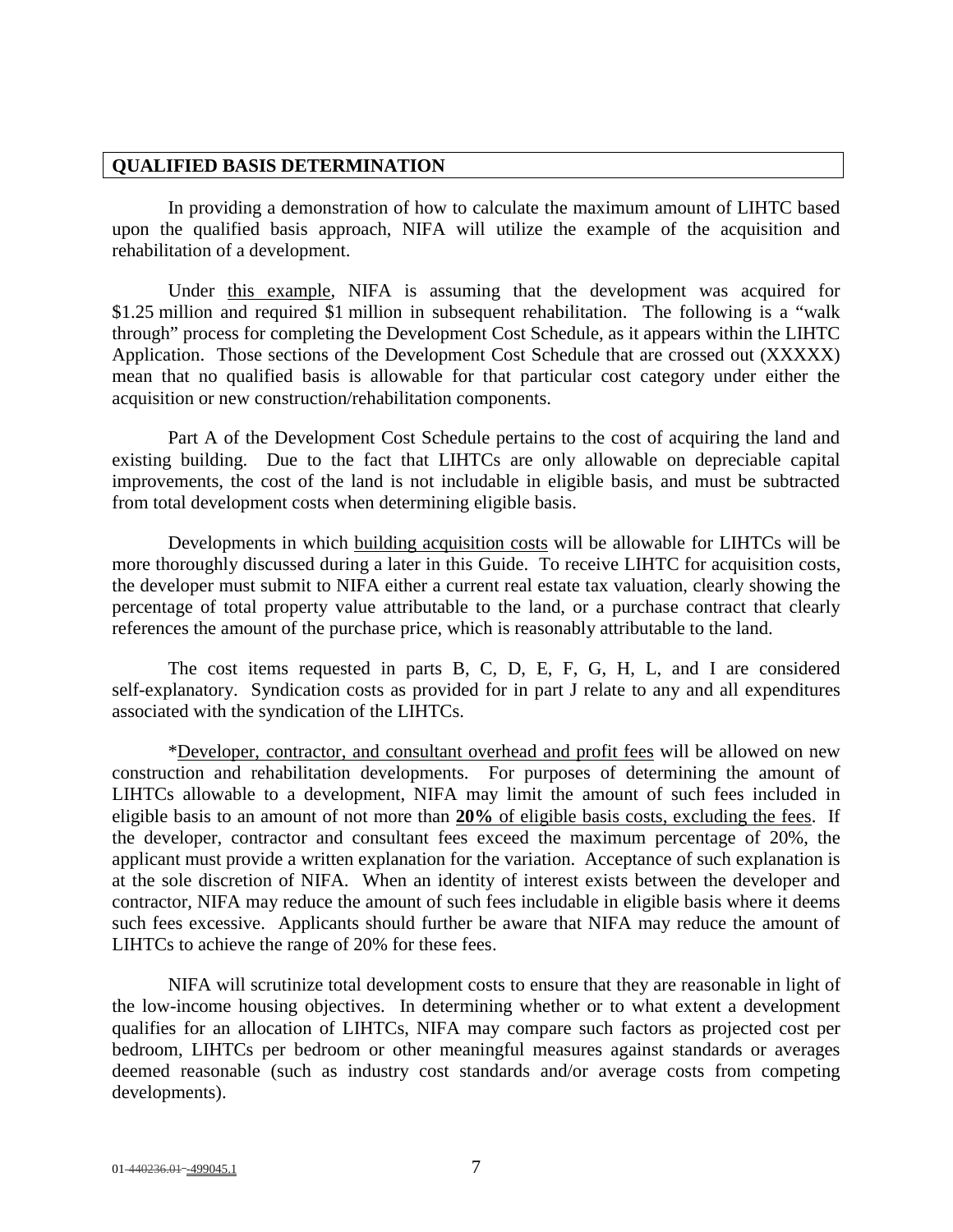## QUALIFIED BASIS DETERMINATION

In providing a demonstration of how to calculate the maximum amount of LIHTC based upon the qualified basis approach, NIFA will utilize the example of the acquisition and rehabilitation of a development.

Under this example, NIFA is assuming that the development was acquired for $1.25 million and required $1 million in subsequent rehabilitation. The following is a "walk through" process for completing the Development Cost Schedule, as it appears within the LIHTC Application. Those sections of the Development Cost Schedule that are crossed out (XXXXX) mean that no qualified basis is allowable for that particular cost category under either the acquisition or new construction/rehabilitation components.

Part A of the Development Cost Schedule pertains to the cost of acquiring the land and existing building. Due to the fact that LIHTCs are only allowable on depreciable capital improvements, the cost of the land is not includable in eligible basis, and must be subtracted from total development costs when determining eligible basis.

Developments in which building acquisition costs will be allowable for LIHTCs will be more thoroughly discussed during a later in this Guide. To receive LIHTC for acquisition costs, the developer must submit to NIFA either a current real estate tax valuation, clearly showing the percentage of total property value attributable to the land, or a purchase contract that clearly references the amount of the purchase price, which is reasonably attributable to the land.

The cost items requested in parts B, C, D, E, F, G, H, L, and I are considered self-explanatory. Syndication costs as provided for in part J relate to any and all expenditures associated with the syndication of the LIHTCs.

*Developer, contractor, and consultant overhead and profit fees will be allowed on new construction and rehabilitation developments. For purposes of determining the amount of LIHTCs allowable to a development, NIFA may limit the amount of such fees included in eligible basis to an amount of not more than **20%** of eligible basis costs, excluding the fees. If the developer, contractor and consultant fees exceed the maximum percentage of 20%, the applicant must provide a written explanation for the variation. Acceptance of such explanation is at the sole discretion of NIFA. When an identity of interest exists between the developer and contractor, NIFA may reduce the amount of such fees includable in eligible basis where it deems such fees excessive. Applicants should further be aware that NIFA may reduce the amount of LIHTCs to achieve the range of 20% for these fees.

NIFA will scrutinize total development costs to ensure that they are reasonable in light of the low-income housing objectives. In determining whether or to what extent a development qualifies for an allocation of LIHTCs, NIFA may compare such factors as projected cost per bedroom, LIHTCs per bedroom or other meaningful measures against standards or averages deemed reasonable (such as industry cost standards and/or average costs from competing developments).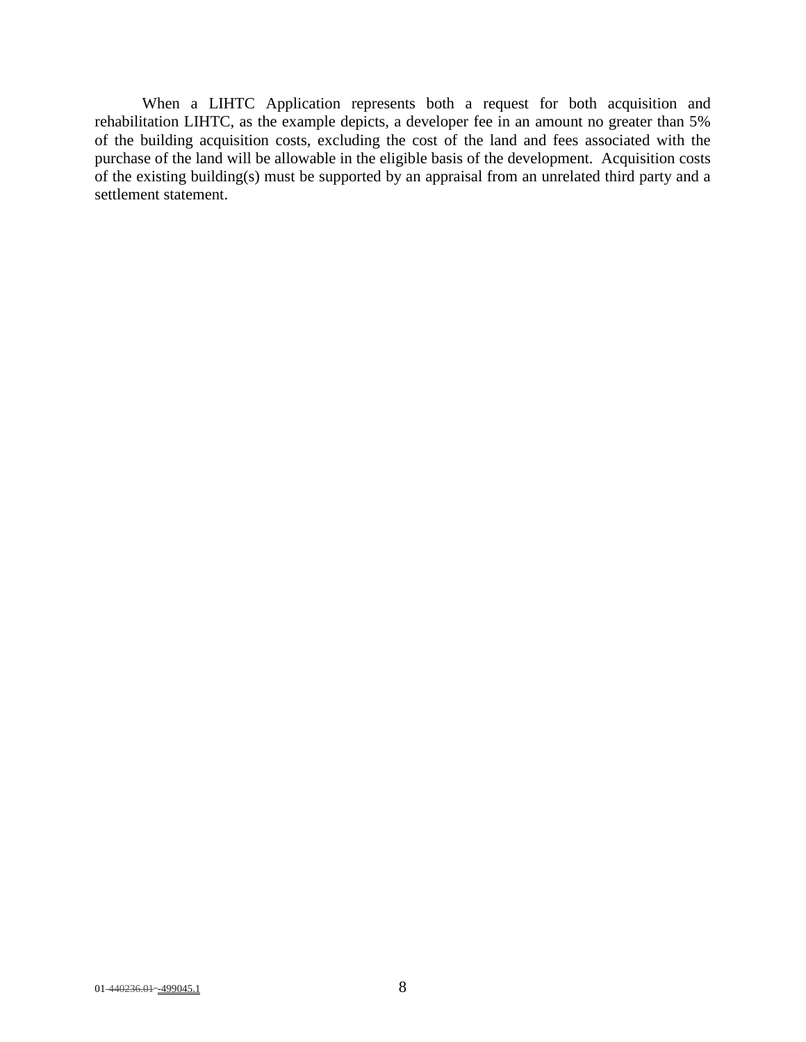When a LIHTC Application represents both a request for both acquisition and rehabilitation LIHTC, as the example depicts, a developer fee in an amount no greater than 5% of the building acquisition costs, excluding the cost of the land and fees associated with the purchase of the land will be allowable in the eligible basis of the development. Acquisition costs of the existing building(s) must be supported by an appraisal from an unrelated third party and a settlement statement.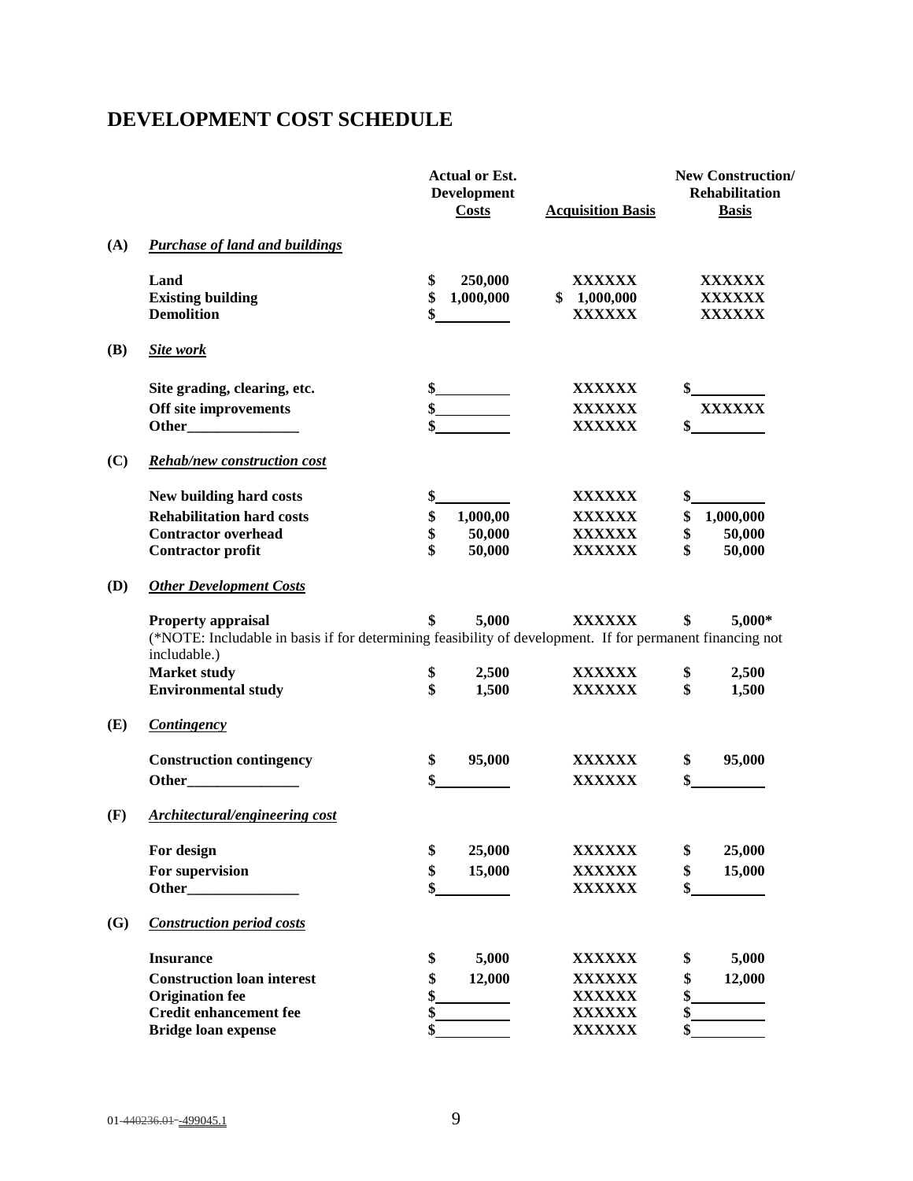# DEVELOPMENT COST SCHEDULE

| | | Actual or Est. Development Costs | Acquisition Basis | New Construction/ Rehabilitation Basis |
|---|---|---|---|---|
| **(A)** | ***Purchase of land and buildings*** | | | |
| | **Land** | **$ 250,000** | **XXXXXX** | **XXXXXX** |
| | **Existing building** | **$ 1,000,000** | **$ 1,000,000** | **XXXXXX** |
| | **Demolition** | **$________** | **XXXXXX** | **XXXXXX** |
| **(B)** | ***Site work*** | | | |
| | **Site grading, clearing, etc.** | **$________** | **XXXXXX** | **$________** |
| | **Off site improvements** | **$________** | **XXXXXX** | **XXXXXX** |
| | **Other_______________** | **$________** | **XXXXXX** | **$________** |
| **(C)** | ***Rehab/new construction cost*** | | | |
| | **New building hard costs** | **$________** | **XXXXXX** | **$________** |
| | **Rehabilitation hard costs** | **$ 1,000,00** | **XXXXXX** | **$ 1,000,000** |
| | **Contractor overhead** | **$ 50,000** | **XXXXXX** | **$ 50,000** |
| | **Contractor profit** | **$ 50,000** | **XXXXXX** | **$ 50,000** |
| **(D)** | ***Other Development Costs*** | | | |
| | **Property appraisal** | **$ 5,000** | **XXXXXX** | **$ 5,000*** |
| | (*NOTE: Includable in basis if for determining feasibility of development. If for permanent financing not includable.) | | | |
| | **Market study** | **$ 2,500** | **XXXXXX** | **$ 2,500** |
| | **Environmental study** | **$ 1,500** | **XXXXXX** | **$ 1,500** |
| **(E)** | ***Contingency*** | | | |
| | **Construction contingency** | **$ 95,000** | **XXXXXX** | **$ 95,000** |
| | **Other_______________** | **$________** | **XXXXXX** | **$________** |
| **(F)** | ***Architectural/engineering cost*** | | | |
| | **For design** | **$ 25,000** | **XXXXXX** | **$ 25,000** |
| | **For supervision** | **$ 15,000** | **XXXXXX** | **$ 15,000** |
| | **Other_______________** | **$________** | **XXXXXX** | **$________** |
| **(G)** | ***Construction period costs*** | | | |
| | **Insurance** | **$ 5,000** | **XXXXXX** | **$ 5,000** |
| | **Construction loan interest** | **$ 12,000** | **XXXXXX** | **$ 12,000** |
| | **Origination fee** | **$________** | **XXXXXX** | **$________** |
| | **Credit enhancement fee** | **$________** | **XXXXXX** | **$________** |
| | **Bridge loan expense** | **$________** | **XXXXXX** | **$________** |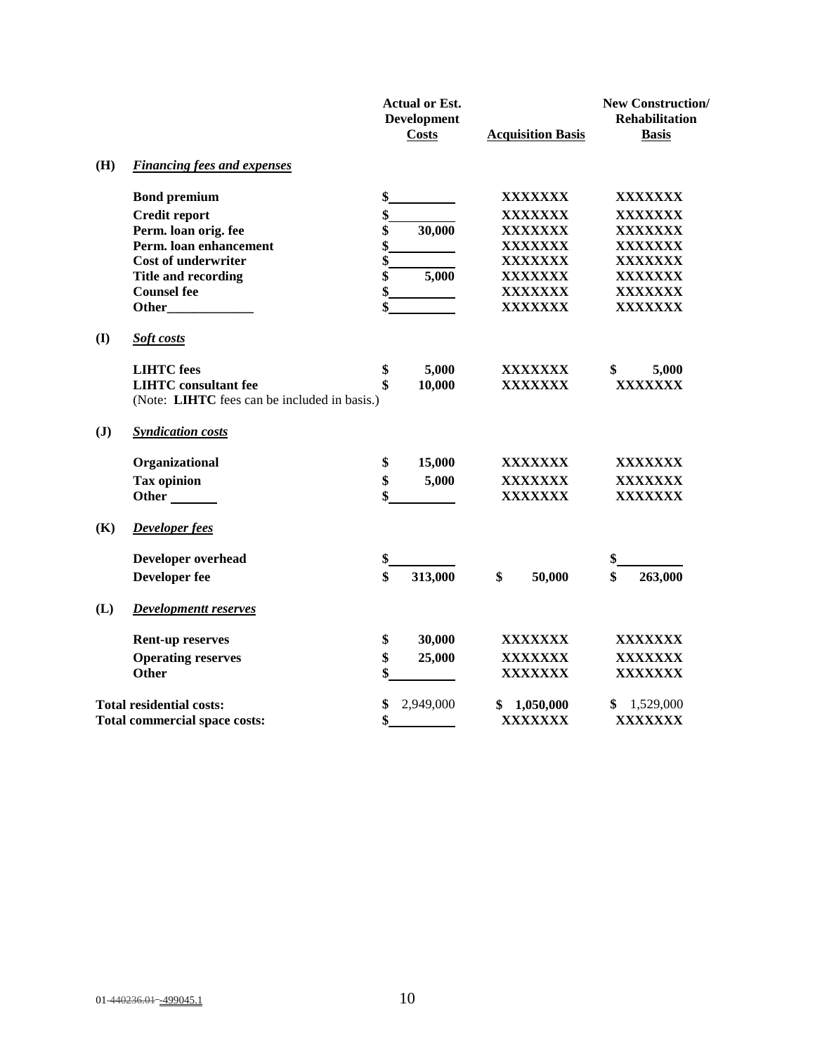| | | Actual or Est. Development Costs | Acquisition Basis | New Construction/ Rehabilitation Basis |
|---|---|---|---|---|
| **(H)** | ***Financing fees and expenses*** | | | |
| | **Bond premium** | $\_\_\_\_\_\_\_\_ | XXXXXXX | XXXXXXX |
| | **Credit report** | $\_\_\_\_\_\_\_\_ | XXXXXXX | XXXXXXX |
| | **Perm. loan orig. fee** | $ 30,000 | XXXXXXX | XXXXXXX |
| | **Perm. loan enhancement** | $\_\_\_\_\_\_\_\_ | XXXXXXX | XXXXXXX |
| | **Cost of underwriter** | $\_\_\_\_\_\_\_\_ | XXXXXXX | XXXXXXX |
| | **Title and recording** | $ 5,000 | XXXXXXX | XXXXXXX |
| | **Counsel fee** | $\_\_\_\_\_\_\_\_ | XXXXXXX | XXXXXXX |
| | **Other\_\_\_\_\_\_\_\_\_\_\_\_** | $\_\_\_\_\_\_\_\_ | XXXXXXX | XXXXXXX |
| **(I)** | ***Soft costs*** | | | |
| | **LIHTC fees** | $ 5,000 | XXXXXXX | $ 5,000 |
| | **LIHTC consultant fee** | $ 10,000 | XXXXXXX | XXXXXXX |
| | (Note: **LIHTC** fees can be included in basis.) | | | |
| **(J)** | ***Syndication costs*** | | | |
| | **Organizational** | $ 15,000 | XXXXXXX | XXXXXXX |
| | **Tax opinion** | $ 5,000 | XXXXXXX | XXXXXXX |
| | **Other \_\_\_\_\_\_** | $\_\_\_\_\_\_\_\_ | XXXXXXX | XXXXXXX |
| **(K)** | ***Developer fees*** | | | |
| | **Developer overhead** | $\_\_\_\_\_\_\_\_ | | $\_\_\_\_\_\_\_\_ |
| | **Developer fee** | $ 313,000 | $ 50,000 | $ 263,000 |
| **(L)** | ***Developmentt reserves*** | | | |
| | **Rent-up reserves** | $ 30,000 | XXXXXXX | XXXXXXX |
| | **Operating reserves** | $ 25,000 | XXXXXXX | XXXXXXX |
| | **Other** | $\_\_\_\_\_\_\_\_ | XXXXXXX | XXXXXXX |
| **Total residential costs:** | | $ 2,949,000 | $ 1,050,000 | $ 1,529,000 |
| **Total commercial space costs:** | | $\_\_\_\_\_\_\_\_ | XXXXXXX | XXXXXXX |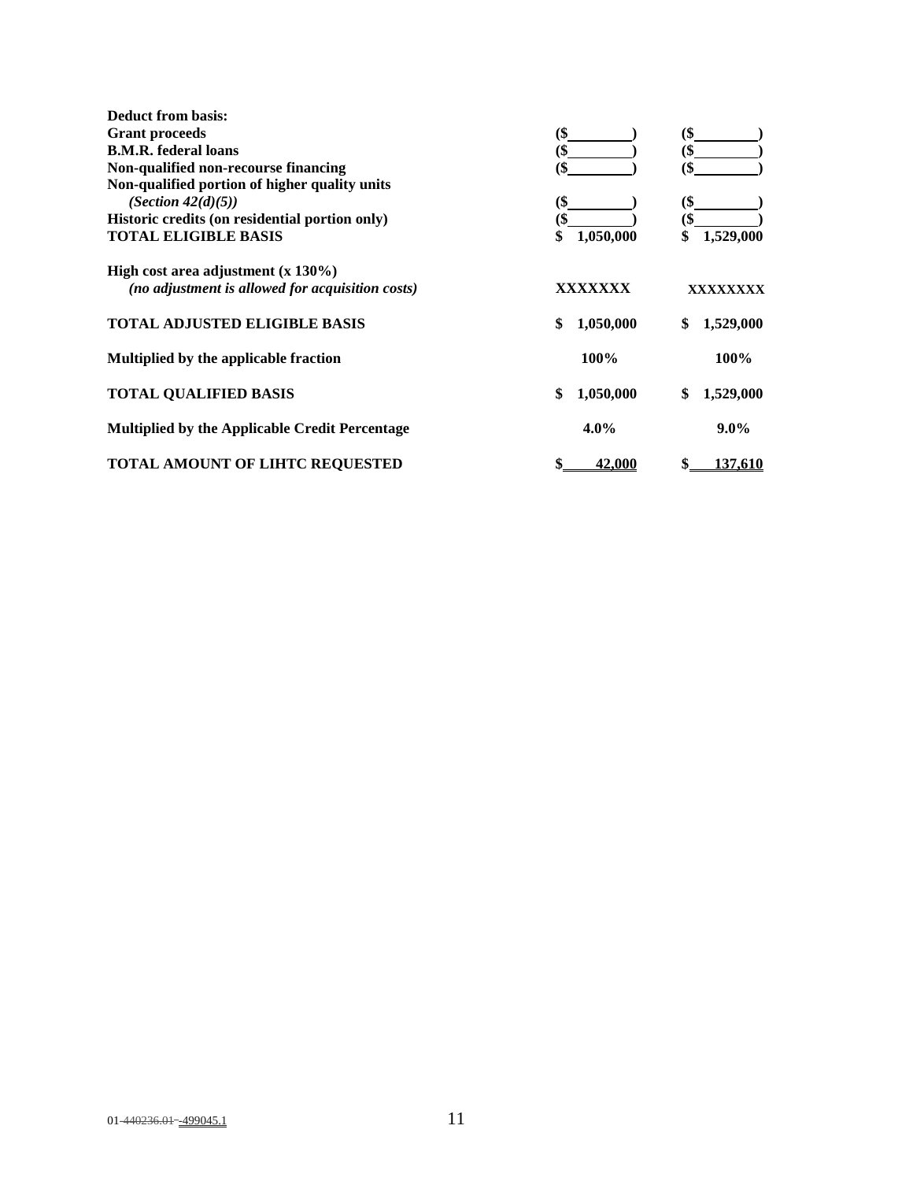| | | |
|---|---|---|
| **Deduct from basis:** | | |
| **Grant proceeds** | **($\_\_\_\_\_\_\_\_)** | **($\_\_\_\_\_\_\_\_)** |
| **B.M.R. federal loans** | **($\_\_\_\_\_\_\_\_)** | **($\_\_\_\_\_\_\_\_)** |
| **Non-qualified non-recourse financing** | **($\_\_\_\_\_\_\_\_)** | **($\_\_\_\_\_\_\_\_)** |
| **Non-qualified portion of higher quality units** ***(Section 42(d)(5))*** | **($\_\_\_\_\_\_\_\_)** | **($\_\_\_\_\_\_\_\_)** |
| **Historic credits (on residential portion only)** | **($\_\_\_\_\_\_\_\_)** | **($\_\_\_\_\_\_\_\_)** |
| **TOTAL ELIGIBLE BASIS** | **$ 1,050,000** | **$ 1,529,000** |
| **High cost area adjustment (x 130%)** ***(no adjustment is allowed for acquisition costs)*** | **XXXXXXX** | **XXXXXXXX** |
| **TOTAL ADJUSTED ELIGIBLE BASIS** | **$ 1,050,000** | **$ 1,529,000** |
| **Multiplied by the applicable fraction** | **100%** | **100%** |
| **TOTAL QUALIFIED BASIS** | **$ 1,050,000** | **$ 1,529,000** |
| **Multiplied by the Applicable Credit Percentage** | **4.0%** | **9.0%** |
| **TOTAL AMOUNT OF LIHTC REQUESTED** | **$ 42,000** | **$ 137,610** |

01-~~440236.01~~-499045.1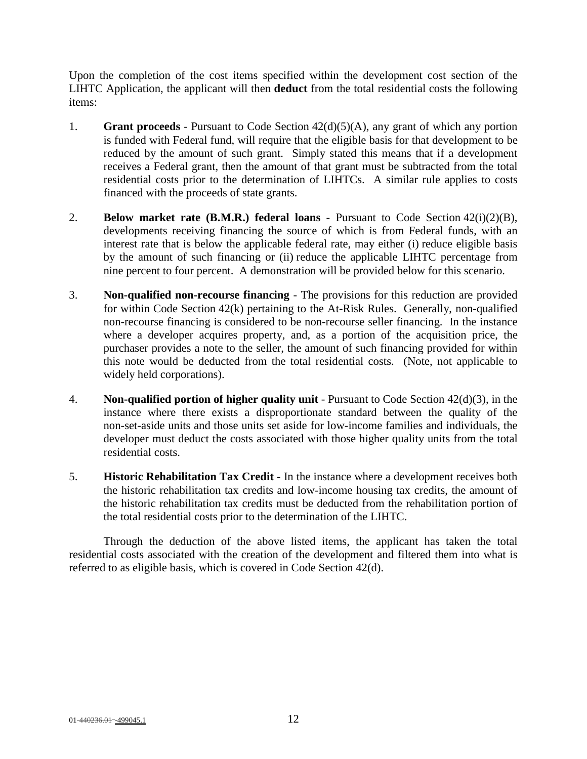Upon the completion of the cost items specified within the development cost section of the LIHTC Application, the applicant will then **deduct** from the total residential costs the following items:

1. **Grant proceeds** - Pursuant to Code Section 42(d)(5)(A), any grant of which any portion is funded with Federal fund, will require that the eligible basis for that development to be reduced by the amount of such grant. Simply stated this means that if a development receives a Federal grant, then the amount of that grant must be subtracted from the total residential costs prior to the determination of LIHTCs. A similar rule applies to costs financed with the proceeds of state grants.

2. **Below market rate (B.M.R.) federal loans** - Pursuant to Code Section 42(i)(2)(B), developments receiving financing the source of which is from Federal funds, with an interest rate that is below the applicable federal rate, may either (i) reduce eligible basis by the amount of such financing or (ii) reduce the applicable LIHTC percentage from nine percent to four percent. A demonstration will be provided below for this scenario.

3. **Non-qualified non-recourse financing** - The provisions for this reduction are provided for within Code Section 42(k) pertaining to the At-Risk Rules. Generally, non-qualified non-recourse financing is considered to be non-recourse seller financing. In the instance where a developer acquires property, and, as a portion of the acquisition price, the purchaser provides a note to the seller, the amount of such financing provided for within this note would be deducted from the total residential costs. (Note, not applicable to widely held corporations).

4. **Non-qualified portion of higher quality unit** - Pursuant to Code Section 42(d)(3), in the instance where there exists a disproportionate standard between the quality of the non-set-aside units and those units set aside for low-income families and individuals, the developer must deduct the costs associated with those higher quality units from the total residential costs.

5. **Historic Rehabilitation Tax Credit** - In the instance where a development receives both the historic rehabilitation tax credits and low-income housing tax credits, the amount of the historic rehabilitation tax credits must be deducted from the rehabilitation portion of the total residential costs prior to the determination of the LIHTC.

Through the deduction of the above listed items, the applicant has taken the total residential costs associated with the creation of the development and filtered them into what is referred to as eligible basis, which is covered in Code Section 42(d).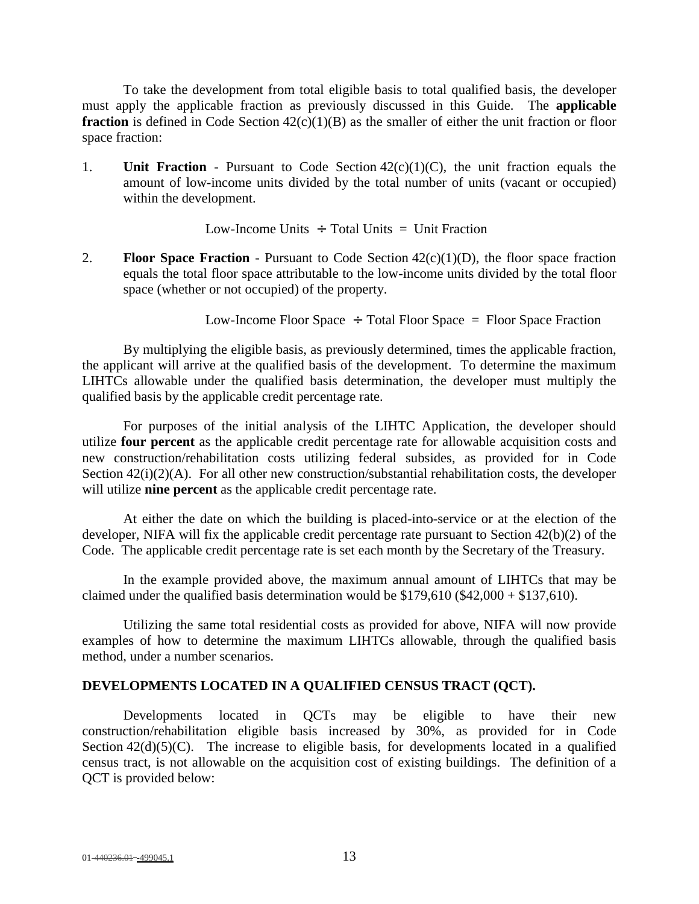To take the development from total eligible basis to total qualified basis, the developer must apply the applicable fraction as previously discussed in this Guide. The **applicable fraction** is defined in Code Section 42(c)(1)(B) as the smaller of either the unit fraction or floor space fraction:

1. **Unit Fraction** - Pursuant to Code Section 42(c)(1)(C), the unit fraction equals the amount of low-income units divided by the total number of units (vacant or occupied) within the development.

   Low-Income Units ÷ Total Units = Unit Fraction

2. **Floor Space Fraction** - Pursuant to Code Section 42(c)(1)(D), the floor space fraction equals the total floor space attributable to the low-income units divided by the total floor space (whether or not occupied) of the property.

   Low-Income Floor Space ÷ Total Floor Space = Floor Space Fraction

By multiplying the eligible basis, as previously determined, times the applicable fraction, the applicant will arrive at the qualified basis of the development. To determine the maximum LIHTCs allowable under the qualified basis determination, the developer must multiply the qualified basis by the applicable credit percentage rate.

For purposes of the initial analysis of the LIHTC Application, the developer should utilize **four percent** as the applicable credit percentage rate for allowable acquisition costs and new construction/rehabilitation costs utilizing federal subsides, as provided for in Code Section 42(i)(2)(A). For all other new construction/substantial rehabilitation costs, the developer will utilize **nine percent** as the applicable credit percentage rate.

At either the date on which the building is placed-into-service or at the election of the developer, NIFA will fix the applicable credit percentage rate pursuant to Section 42(b)(2) of the Code. The applicable credit percentage rate is set each month by the Secretary of the Treasury.

In the example provided above, the maximum annual amount of LIHTCs that may be claimed under the qualified basis determination would be $179,610 ($42,000 + $137,610).

Utilizing the same total residential costs as provided for above, NIFA will now provide examples of how to determine the maximum LIHTCs allowable, through the qualified basis method, under a number scenarios.

**DEVELOPMENTS LOCATED IN A QUALIFIED CENSUS TRACT (QCT).**

Developments located in QCTs may be eligible to have their new construction/rehabilitation eligible basis increased by 30%, as provided for in Code Section 42(d)(5)(C). The increase to eligible basis, for developments located in a qualified census tract, is not allowable on the acquisition cost of existing buildings. The definition of a QCT is provided below: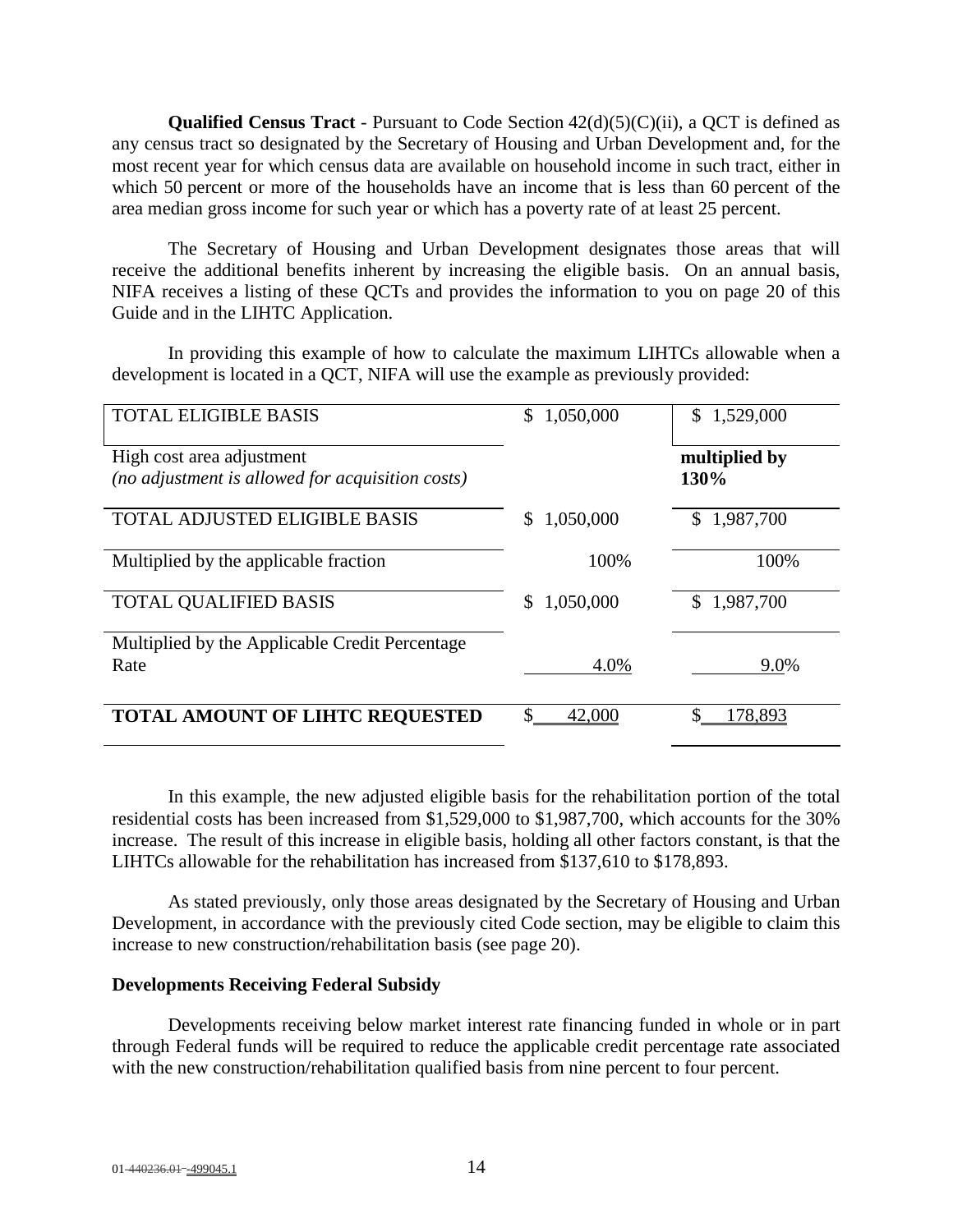**Qualified Census Tract** - Pursuant to Code Section 42(d)(5)(C)(ii), a QCT is defined as any census tract so designated by the Secretary of Housing and Urban Development and, for the most recent year for which census data are available on household income in such tract, either in which 50 percent or more of the households have an income that is less than 60 percent of the area median gross income for such year or which has a poverty rate of at least 25 percent.

The Secretary of Housing and Urban Development designates those areas that will receive the additional benefits inherent by increasing the eligible basis. On an annual basis, NIFA receives a listing of these QCTs and provides the information to you on page 20 of this Guide and in the LIHTC Application.

In providing this example of how to calculate the maximum LIHTCs allowable when a development is located in a QCT, NIFA will use the example as previously provided:

| | | |
|---|---|---|
| TOTAL ELIGIBLE BASIS | $ 1,050,000 | $ 1,529,000 |
| High cost area adjustment *(no adjustment is allowed for acquisition costs)* | | **multiplied by 130%** |
| TOTAL ADJUSTED ELIGIBLE BASIS | $ 1,050,000 | $ 1,987,700 |
| Multiplied by the applicable fraction | 100% | 100% |
| TOTAL QUALIFIED BASIS | $ 1,050,000 | $ 1,987,700 |
| Multiplied by the Applicable Credit Percentage Rate | 4.0% | 9.0% |
| **TOTAL AMOUNT OF LIHTC REQUESTED** | $ 42,000 | $ 178,893 |

In this example, the new adjusted eligible basis for the rehabilitation portion of the total residential costs has been increased from $1,529,000 to $1,987,700, which accounts for the 30% increase. The result of this increase in eligible basis, holding all other factors constant, is that the LIHTCs allowable for the rehabilitation has increased from $137,610 to $178,893.

As stated previously, only those areas designated by the Secretary of Housing and Urban Development, in accordance with the previously cited Code section, may be eligible to claim this increase to new construction/rehabilitation basis (see page 20).

**Developments Receiving Federal Subsidy**

Developments receiving below market interest rate financing funded in whole or in part through Federal funds will be required to reduce the applicable credit percentage rate associated with the new construction/rehabilitation qualified basis from nine percent to four percent.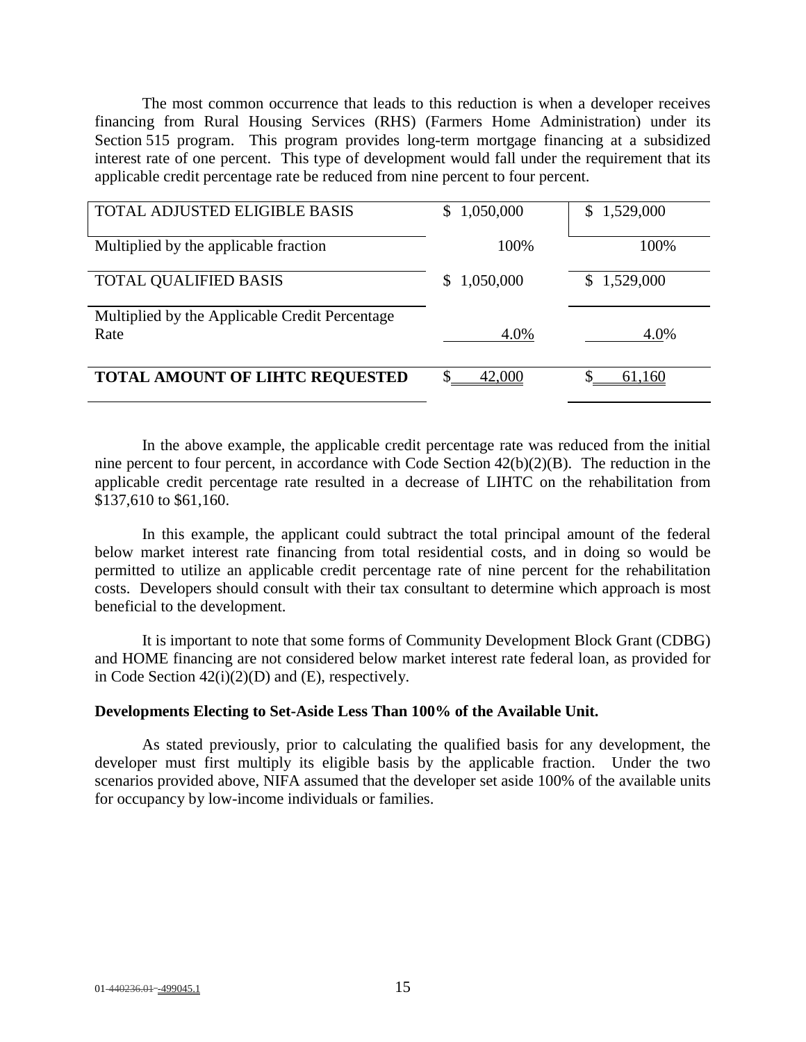The most common occurrence that leads to this reduction is when a developer receives financing from Rural Housing Services (RHS) (Farmers Home Administration) under its Section 515 program. This program provides long-term mortgage financing at a subsidized interest rate of one percent. This type of development would fall under the requirement that its applicable credit percentage rate be reduced from nine percent to four percent.

| | | |
|---|---|---|
| TOTAL ADJUSTED ELIGIBLE BASIS | $ 1,050,000 | $ 1,529,000 |
| Multiplied by the applicable fraction | 100% | 100% |
| TOTAL QUALIFIED BASIS | $ 1,050,000 | $ 1,529,000 |
| Multiplied by the Applicable Credit Percentage Rate | 4.0% | 4.0% |
| **TOTAL AMOUNT OF LIHTC REQUESTED** | $ 42,000 | $ 61,160 |

In the above example, the applicable credit percentage rate was reduced from the initial nine percent to four percent, in accordance with Code Section 42(b)(2)(B). The reduction in the applicable credit percentage rate resulted in a decrease of LIHTC on the rehabilitation from $137,610 to $61,160.

In this example, the applicant could subtract the total principal amount of the federal below market interest rate financing from total residential costs, and in doing so would be permitted to utilize an applicable credit percentage rate of nine percent for the rehabilitation costs. Developers should consult with their tax consultant to determine which approach is most beneficial to the development.

It is important to note that some forms of Community Development Block Grant (CDBG) and HOME financing are not considered below market interest rate federal loan, as provided for in Code Section 42(i)(2)(D) and (E), respectively.

**Developments Electing to Set-Aside Less Than 100% of the Available Unit.**

As stated previously, prior to calculating the qualified basis for any development, the developer must first multiply its eligible basis by the applicable fraction. Under the two scenarios provided above, NIFA assumed that the developer set aside 100% of the available units for occupancy by low-income individuals or families.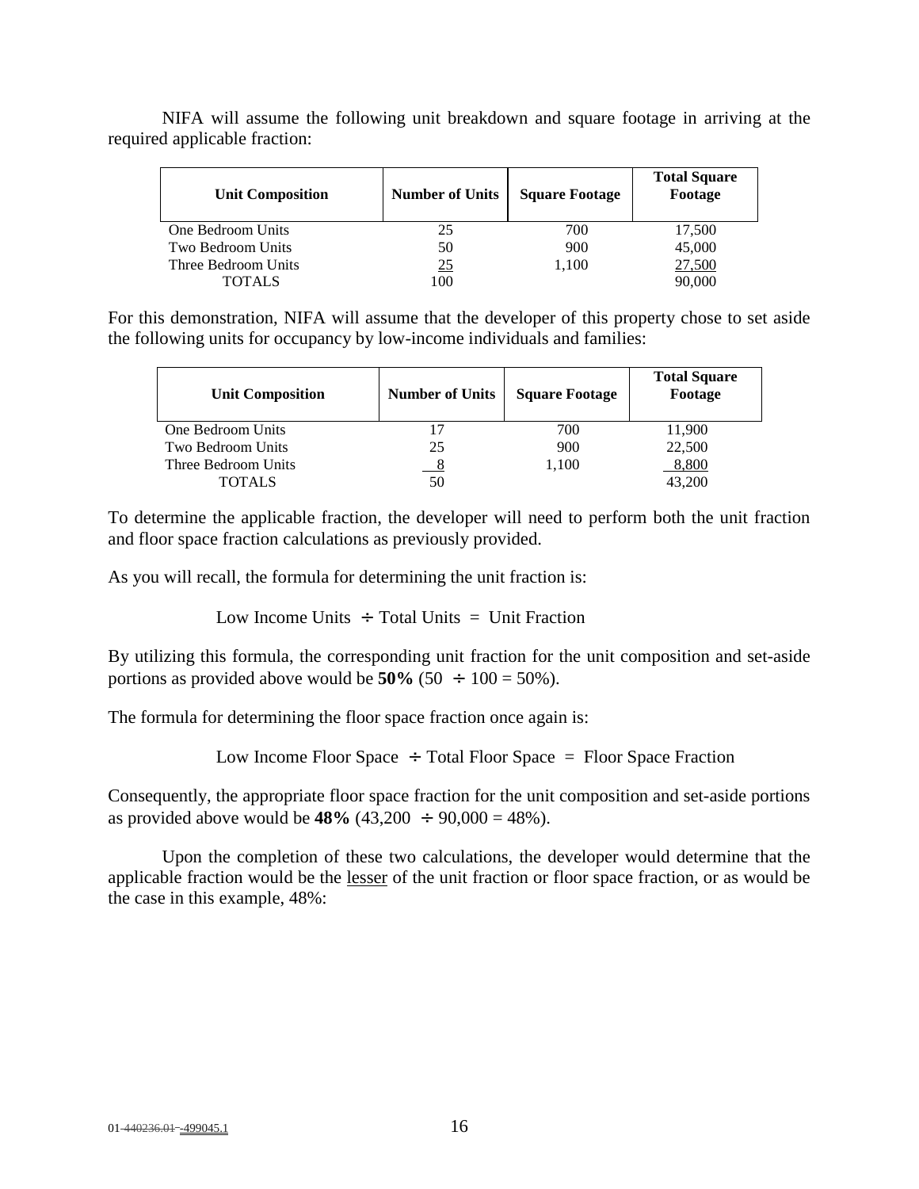NIFA will assume the following unit breakdown and square footage in arriving at the required applicable fraction:

| Unit Composition | Number of Units | Square Footage | Total Square Footage |
|---|---|---|---|
| One Bedroom Units | 25 | 700 | 17,500 |
| Two Bedroom Units | 50 | 900 | 45,000 |
| Three Bedroom Units | 25 | 1,100 | 27,500 |
| TOTALS | 100 | | 90,000 |

For this demonstration, NIFA will assume that the developer of this property chose to set aside the following units for occupancy by low-income individuals and families:

| Unit Composition | Number of Units | Square Footage | Total Square Footage |
|---|---|---|---|
| One Bedroom Units | 17 | 700 | 11,900 |
| Two Bedroom Units | 25 | 900 | 22,500 |
| Three Bedroom Units | 8 | 1,100 | 8,800 |
| TOTALS | 50 | | 43,200 |

To determine the applicable fraction, the developer will need to perform both the unit fraction and floor space fraction calculations as previously provided.

As you will recall, the formula for determining the unit fraction is:

Low Income Units ÷ Total Units = Unit Fraction

By utilizing this formula, the corresponding unit fraction for the unit composition and set-aside portions as provided above would be **50%** (50 ÷ 100 = 50%).

The formula for determining the floor space fraction once again is:

Low Income Floor Space ÷ Total Floor Space = Floor Space Fraction

Consequently, the appropriate floor space fraction for the unit composition and set-aside portions as provided above would be **48%** (43,200 ÷ 90,000 = 48%).

Upon the completion of these two calculations, the developer would determine that the applicable fraction would be the lesser of the unit fraction or floor space fraction, or as would be the case in this example, 48%: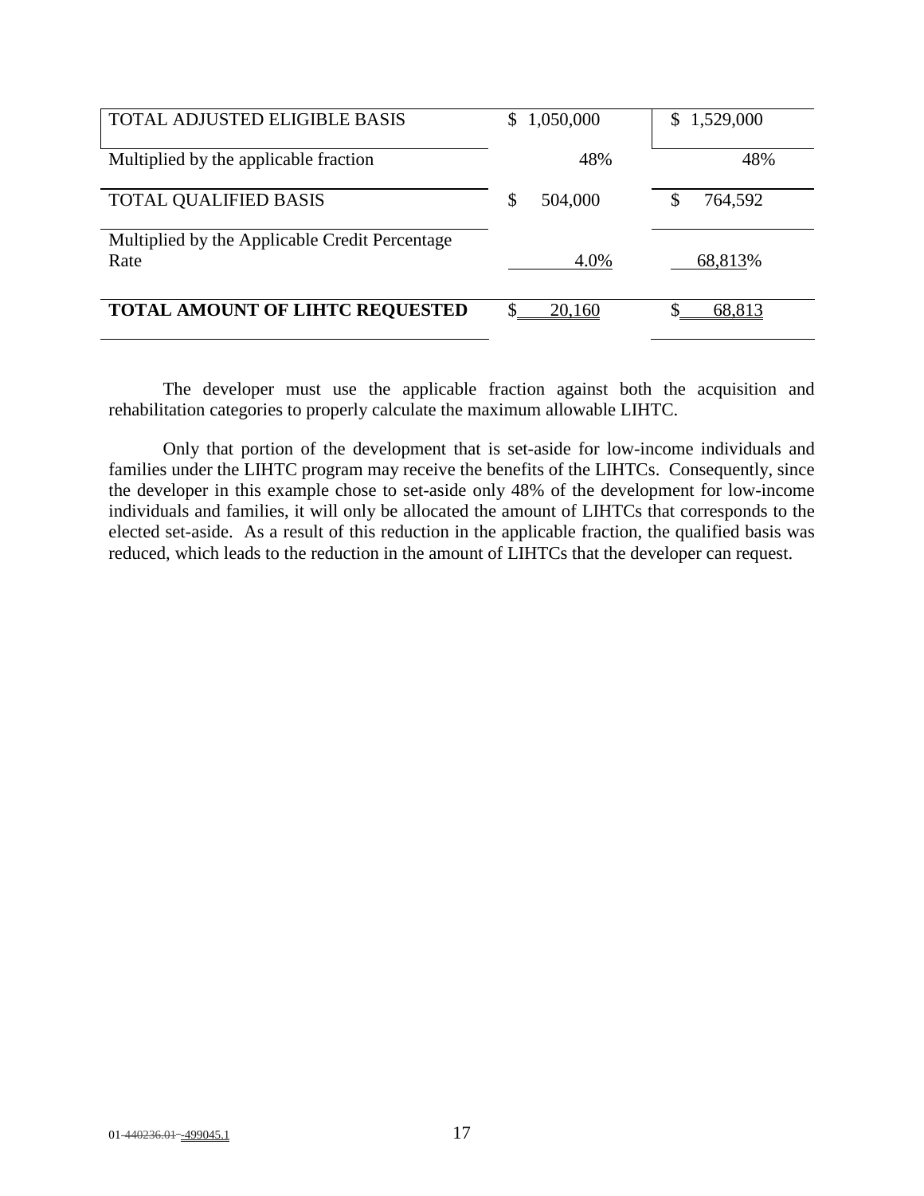| | | |
|---|---|---|
| TOTAL ADJUSTED ELIGIBLE BASIS | $ 1,050,000 | $ 1,529,000 |
| Multiplied by the applicable fraction | 48% | 48% |
| TOTAL QUALIFIED BASIS | $ 504,000 | $ 764,592 |
| Multiplied by the Applicable Credit Percentage Rate | 4.0% | 68,813% |
| **TOTAL AMOUNT OF LIHTC REQUESTED** | $ 20,160 | $ 68,813 |

The developer must use the applicable fraction against both the acquisition and rehabilitation categories to properly calculate the maximum allowable LIHTC.

Only that portion of the development that is set-aside for low-income individuals and families under the LIHTC program may receive the benefits of the LIHTCs. Consequently, since the developer in this example chose to set-aside only 48% of the development for low-income individuals and families, it will only be allocated the amount of LIHTCs that corresponds to the elected set-aside. As a result of this reduction in the applicable fraction, the qualified basis was reduced, which leads to the reduction in the amount of LIHTCs that the developer can request.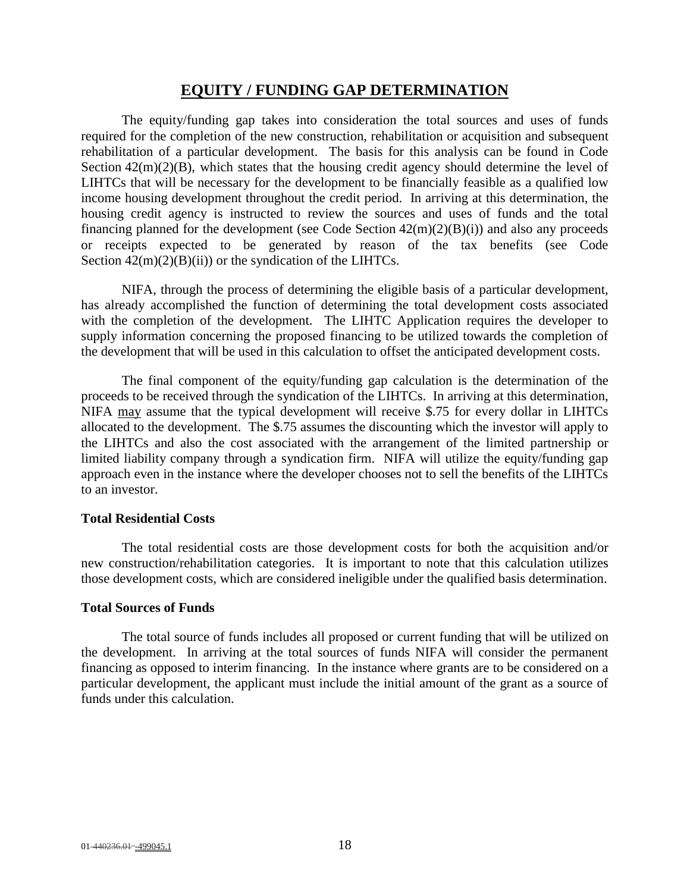## EQUITY / FUNDING GAP DETERMINATION

The equity/funding gap takes into consideration the total sources and uses of funds required for the completion of the new construction, rehabilitation or acquisition and subsequent rehabilitation of a particular development. The basis for this analysis can be found in Code Section 42(m)(2)(B), which states that the housing credit agency should determine the level of LIHTCs that will be necessary for the development to be financially feasible as a qualified low income housing development throughout the credit period. In arriving at this determination, the housing credit agency is instructed to review the sources and uses of funds and the total financing planned for the development (see Code Section 42(m)(2)(B)(i)) and also any proceeds or receipts expected to be generated by reason of the tax benefits (see Code Section 42(m)(2)(B)(ii)) or the syndication of the LIHTCs.

NIFA, through the process of determining the eligible basis of a particular development, has already accomplished the function of determining the total development costs associated with the completion of the development. The LIHTC Application requires the developer to supply information concerning the proposed financing to be utilized towards the completion of the development that will be used in this calculation to offset the anticipated development costs.

The final component of the equity/funding gap calculation is the determination of the proceeds to be received through the syndication of the LIHTCs. In arriving at this determination, NIFA may assume that the typical development will receive $.75 for every dollar in LIHTCs allocated to the development. The $.75 assumes the discounting which the investor will apply to the LIHTCs and also the cost associated with the arrangement of the limited partnership or limited liability company through a syndication firm. NIFA will utilize the equity/funding gap approach even in the instance where the developer chooses not to sell the benefits of the LIHTCs to an investor.

**Total Residential Costs**

The total residential costs are those development costs for both the acquisition and/or new construction/rehabilitation categories. It is important to note that this calculation utilizes those development costs, which are considered ineligible under the qualified basis determination.

**Total Sources of Funds**

The total source of funds includes all proposed or current funding that will be utilized on the development. In arriving at the total sources of funds NIFA will consider the permanent financing as opposed to interim financing. In the instance where grants are to be considered on a particular development, the applicant must include the initial amount of the grant as a source of funds under this calculation.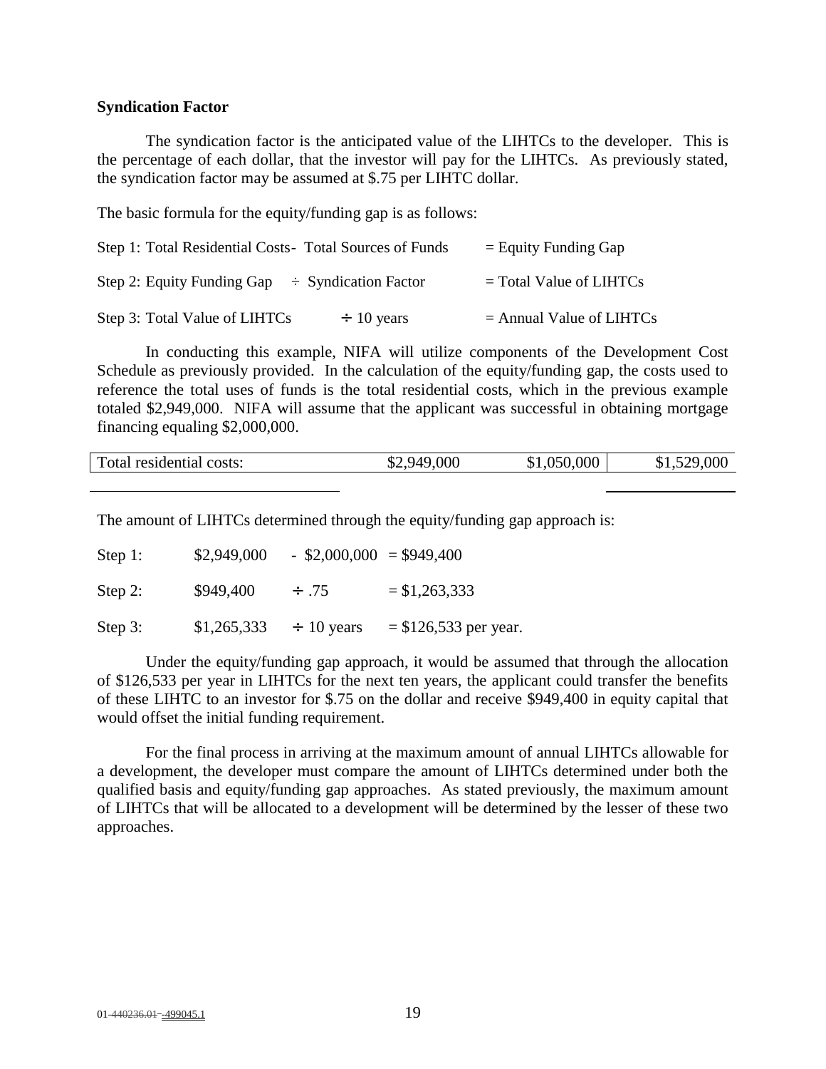**Syndication Factor**

The syndication factor is the anticipated value of the LIHTCs to the developer. This is the percentage of each dollar, that the investor will pay for the LIHTCs. As previously stated, the syndication factor may be assumed at $.75 per LIHTC dollar.

The basic formula for the equity/funding gap is as follows:

Step 1: Total Residential Costs- Total Sources of Funds = Equity Funding Gap

Step 2: Equity Funding Gap ÷ Syndication Factor = Total Value of LIHTCs

Step 3: Total Value of LIHTCs ÷ 10 years = Annual Value of LIHTCs

In conducting this example, NIFA will utilize components of the Development Cost Schedule as previously provided. In the calculation of the equity/funding gap, the costs used to reference the total uses of funds is the total residential costs, which in the previous example totaled $2,949,000. NIFA will assume that the applicant was successful in obtaining mortgage financing equaling $2,000,000.

| Total residential costs: | $2,949,000 | $1,050,000 | $1,529,000 |
|---|---|---|---|

The amount of LIHTCs determined through the equity/funding gap approach is:

Step 1: $2,949,000 - $2,000,000 = $949,400

Step 2: $949,400 ÷ .75 = $1,263,333

Step 3: $1,265,333 ÷ 10 years = $126,533 per year.

Under the equity/funding gap approach, it would be assumed that through the allocation of $126,533 per year in LIHTCs for the next ten years, the applicant could transfer the benefits of these LIHTC to an investor for $.75 on the dollar and receive $949,400 in equity capital that would offset the initial funding requirement.

For the final process in arriving at the maximum amount of annual LIHTCs allowable for a development, the developer must compare the amount of LIHTCs determined under both the qualified basis and equity/funding gap approaches. As stated previously, the maximum amount of LIHTCs that will be allocated to a development will be determined by the lesser of these two approaches.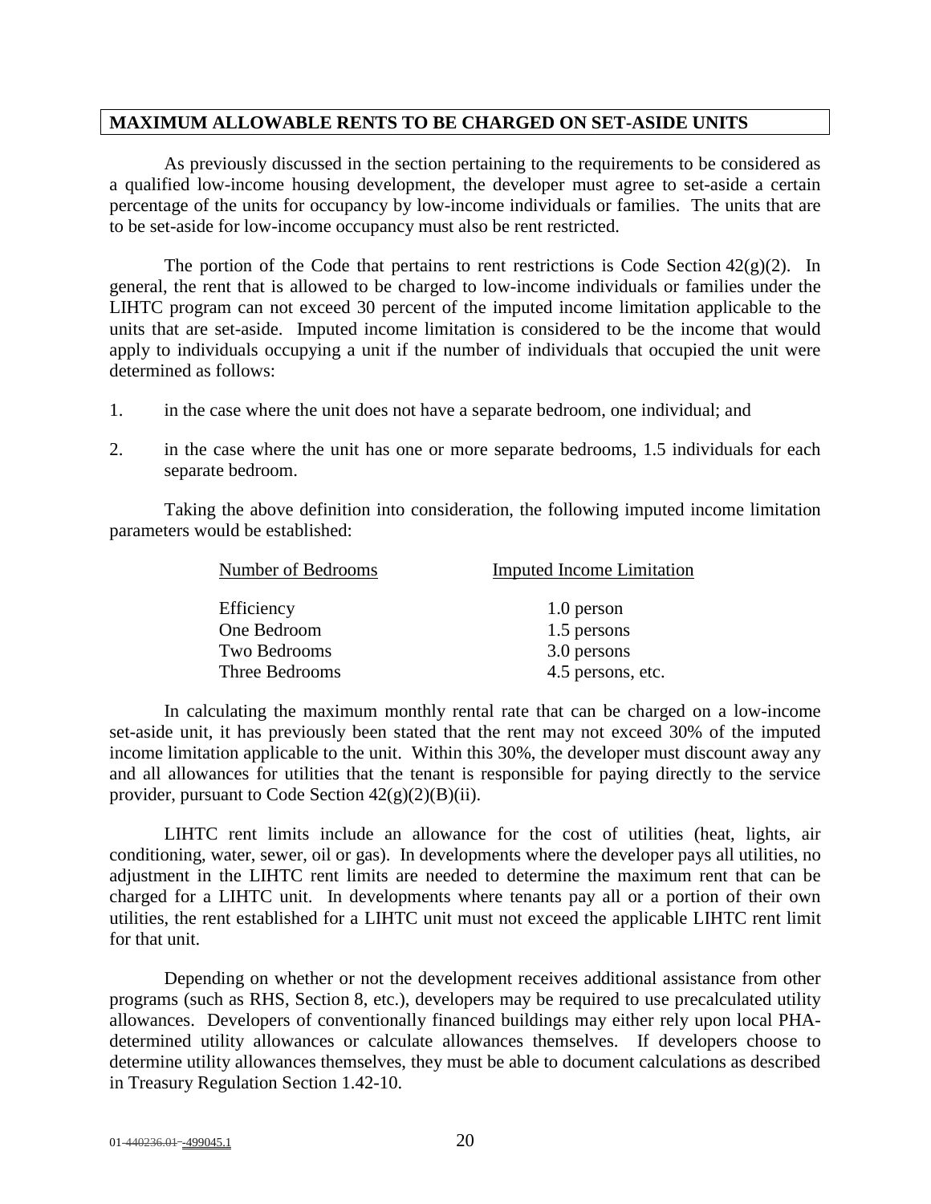## MAXIMUM ALLOWABLE RENTS TO BE CHARGED ON SET-ASIDE UNITS

As previously discussed in the section pertaining to the requirements to be considered as a qualified low-income housing development, the developer must agree to set-aside a certain percentage of the units for occupancy by low-income individuals or families. The units that are to be set-aside for low-income occupancy must also be rent restricted.

The portion of the Code that pertains to rent restrictions is Code Section 42(g)(2). In general, the rent that is allowed to be charged to low-income individuals or families under the LIHTC program can not exceed 30 percent of the imputed income limitation applicable to the units that are set-aside. Imputed income limitation is considered to be the income that would apply to individuals occupying a unit if the number of individuals that occupied the unit were determined as follows:

1. in the case where the unit does not have a separate bedroom, one individual; and
2. in the case where the unit has one or more separate bedrooms, 1.5 individuals for each separate bedroom.

Taking the above definition into consideration, the following imputed income limitation parameters would be established:

| Number of Bedrooms | Imputed Income Limitation |
|---|---|
| Efficiency | 1.0 person |
| One Bedroom | 1.5 persons |
| Two Bedrooms | 3.0 persons |
| Three Bedrooms | 4.5 persons, etc. |

In calculating the maximum monthly rental rate that can be charged on a low-income set-aside unit, it has previously been stated that the rent may not exceed 30% of the imputed income limitation applicable to the unit. Within this 30%, the developer must discount away any and all allowances for utilities that the tenant is responsible for paying directly to the service provider, pursuant to Code Section 42(g)(2)(B)(ii).

LIHTC rent limits include an allowance for the cost of utilities (heat, lights, air conditioning, water, sewer, oil or gas). In developments where the developer pays all utilities, no adjustment in the LIHTC rent limits are needed to determine the maximum rent that can be charged for a LIHTC unit. In developments where tenants pay all or a portion of their own utilities, the rent established for a LIHTC unit must not exceed the applicable LIHTC rent limit for that unit.

Depending on whether or not the development receives additional assistance from other programs (such as RHS, Section 8, etc.), developers may be required to use precalculated utility allowances. Developers of conventionally financed buildings may either rely upon local PHA-determined utility allowances or calculate allowances themselves. If developers choose to determine utility allowances themselves, they must be able to document calculations as described in Treasury Regulation Section 1.42-10.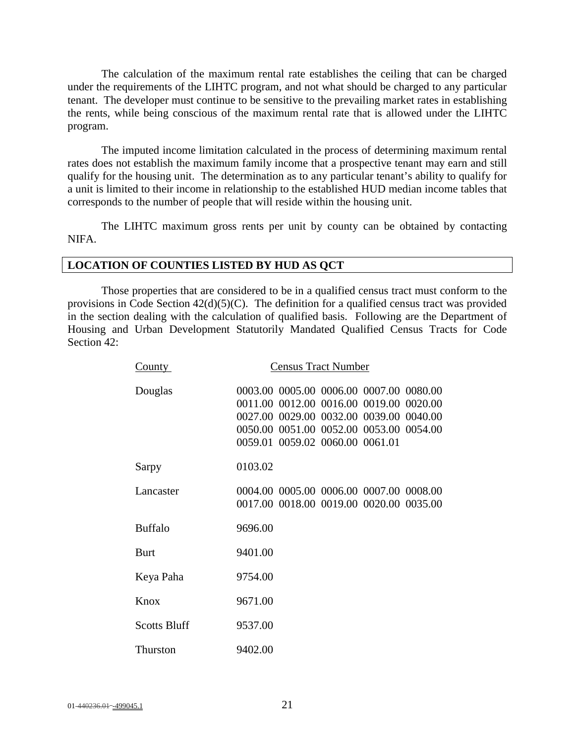The calculation of the maximum rental rate establishes the ceiling that can be charged under the requirements of the LIHTC program, and not what should be charged to any particular tenant. The developer must continue to be sensitive to the prevailing market rates in establishing the rents, while being conscious of the maximum rental rate that is allowed under the LIHTC program.

The imputed income limitation calculated in the process of determining maximum rental rates does not establish the maximum family income that a prospective tenant may earn and still qualify for the housing unit. The determination as to any particular tenant's ability to qualify for a unit is limited to their income in relationship to the established HUD median income tables that corresponds to the number of people that will reside within the housing unit.

The LIHTC maximum gross rents per unit by county can be obtained by contacting NIFA.

## LOCATION OF COUNTIES LISTED BY HUD AS QCT

Those properties that are considered to be in a qualified census tract must conform to the provisions in Code Section 42(d)(5)(C). The definition for a qualified census tract was provided in the section dealing with the calculation of qualified basis. Following are the Department of Housing and Urban Development Statutorily Mandated Qualified Census Tracts for Code Section 42:

| County | Census Tract Number |
|---|---|
| Douglas | 0003.00 0005.00 0006.00 0007.00 0080.00 0011.00 0012.00 0016.00 0019.00 0020.00 0027.00 0029.00 0032.00 0039.00 0040.00 0050.00 0051.00 0052.00 0053.00 0054.00 0059.01 0059.02 0060.00 0061.01 |
| Sarpy | 0103.02 |
| Lancaster | 0004.00 0005.00 0006.00 0007.00 0008.00 0017.00 0018.00 0019.00 0020.00 0035.00 |
| Buffalo | 9696.00 |
| Burt | 9401.00 |
| Keya Paha | 9754.00 |
| Knox | 9671.00 |
| Scotts Bluff | 9537.00 |
| Thurston | 9402.00 |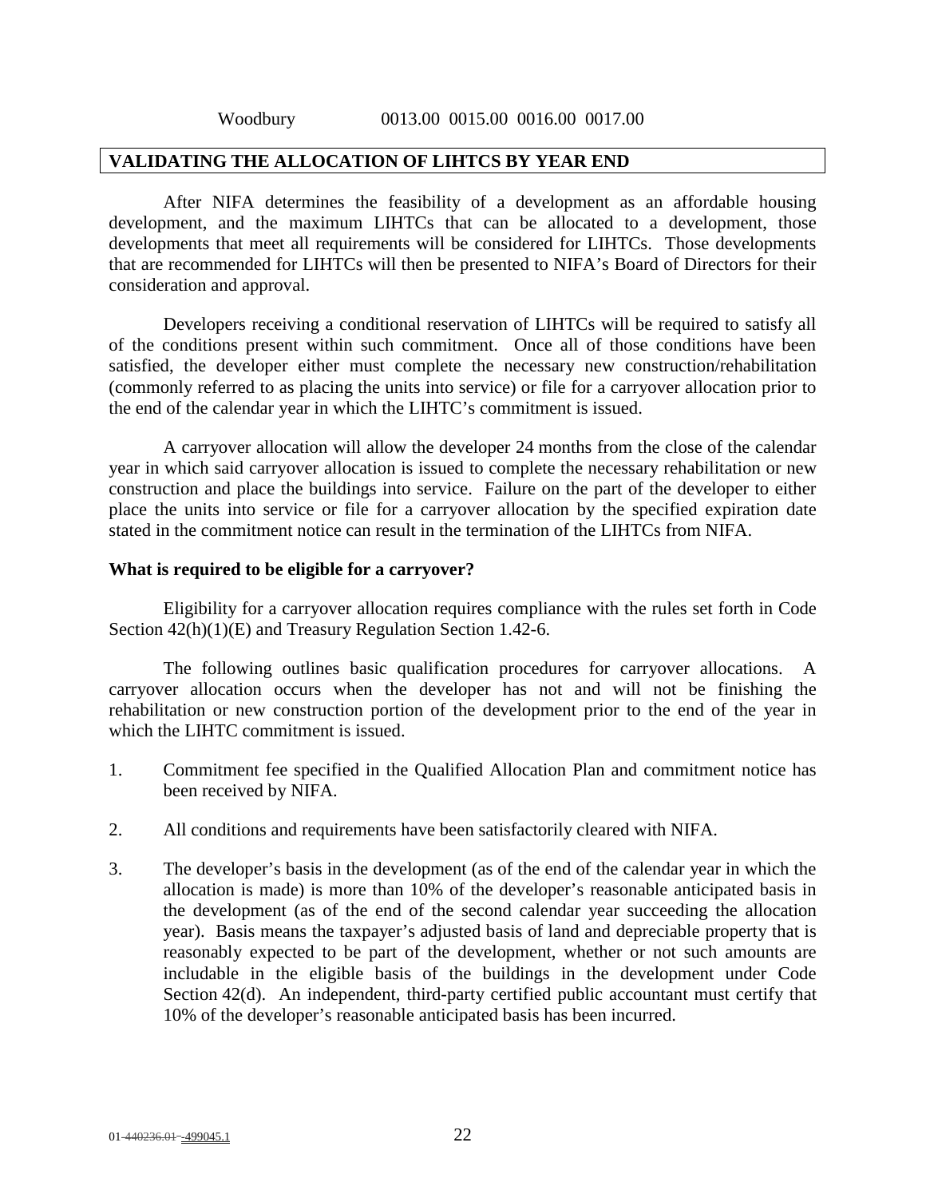Woodbury 0013.00 0015.00 0016.00 0017.00

## VALIDATING THE ALLOCATION OF LIHTCS BY YEAR END

After NIFA determines the feasibility of a development as an affordable housing development, and the maximum LIHTCs that can be allocated to a development, those developments that meet all requirements will be considered for LIHTCs. Those developments that are recommended for LIHTCs will then be presented to NIFA's Board of Directors for their consideration and approval.

Developers receiving a conditional reservation of LIHTCs will be required to satisfy all of the conditions present within such commitment. Once all of those conditions have been satisfied, the developer either must complete the necessary new construction/rehabilitation (commonly referred to as placing the units into service) or file for a carryover allocation prior to the end of the calendar year in which the LIHTC's commitment is issued.

A carryover allocation will allow the developer 24 months from the close of the calendar year in which said carryover allocation is issued to complete the necessary rehabilitation or new construction and place the buildings into service. Failure on the part of the developer to either place the units into service or file for a carryover allocation by the specified expiration date stated in the commitment notice can result in the termination of the LIHTCs from NIFA.

### What is required to be eligible for a carryover?

Eligibility for a carryover allocation requires compliance with the rules set forth in Code Section 42(h)(1)(E) and Treasury Regulation Section 1.42-6.

The following outlines basic qualification procedures for carryover allocations. A carryover allocation occurs when the developer has not and will not be finishing the rehabilitation or new construction portion of the development prior to the end of the year in which the LIHTC commitment is issued.

1. Commitment fee specified in the Qualified Allocation Plan and commitment notice has been received by NIFA.

2. All conditions and requirements have been satisfactorily cleared with NIFA.

3. The developer's basis in the development (as of the end of the calendar year in which the allocation is made) is more than 10% of the developer's reasonable anticipated basis in the development (as of the end of the second calendar year succeeding the allocation year). Basis means the taxpayer's adjusted basis of land and depreciable property that is reasonably expected to be part of the development, whether or not such amounts are includable in the eligible basis of the buildings in the development under Code Section 42(d). An independent, third-party certified public accountant must certify that 10% of the developer's reasonable anticipated basis has been incurred.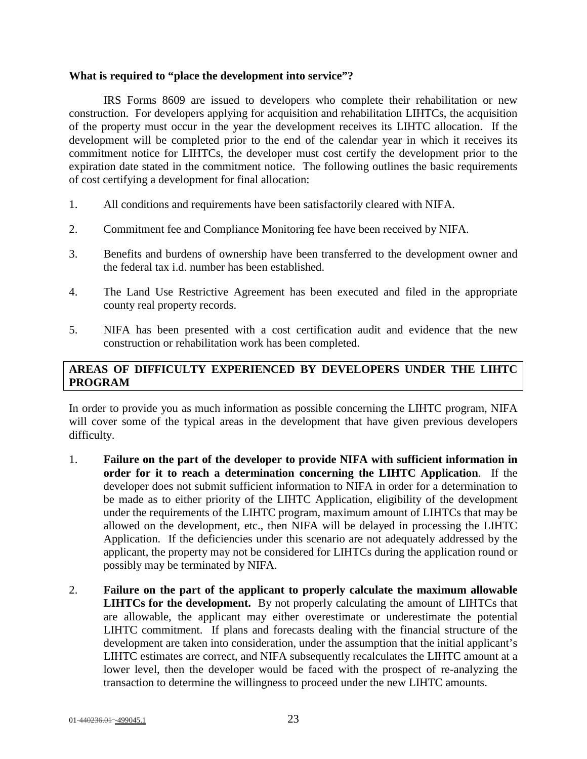**What is required to "place the development into service"?**

IRS Forms 8609 are issued to developers who complete their rehabilitation or new construction. For developers applying for acquisition and rehabilitation LIHTCs, the acquisition of the property must occur in the year the development receives its LIHTC allocation. If the development will be completed prior to the end of the calendar year in which it receives its commitment notice for LIHTCs, the developer must cost certify the development prior to the expiration date stated in the commitment notice. The following outlines the basic requirements of cost certifying a development for final allocation:

1. All conditions and requirements have been satisfactorily cleared with NIFA.

2. Commitment fee and Compliance Monitoring fee have been received by NIFA.

3. Benefits and burdens of ownership have been transferred to the development owner and the federal tax i.d. number has been established.

4. The Land Use Restrictive Agreement has been executed and filed in the appropriate county real property records.

5. NIFA has been presented with a cost certification audit and evidence that the new construction or rehabilitation work has been completed.

## AREAS OF DIFFICULTY EXPERIENCED BY DEVELOPERS UNDER THE LIHTC PROGRAM

In order to provide you as much information as possible concerning the LIHTC program, NIFA will cover some of the typical areas in the development that have given previous developers difficulty.

1. **Failure on the part of the developer to provide NIFA with sufficient information in order for it to reach a determination concerning the LIHTC Application**. If the developer does not submit sufficient information to NIFA in order for a determination to be made as to either priority of the LIHTC Application, eligibility of the development under the requirements of the LIHTC program, maximum amount of LIHTCs that may be allowed on the development, etc., then NIFA will be delayed in processing the LIHTC Application. If the deficiencies under this scenario are not adequately addressed by the applicant, the property may not be considered for LIHTCs during the application round or possibly may be terminated by NIFA.

2. **Failure on the part of the applicant to properly calculate the maximum allowable LIHTCs for the development.** By not properly calculating the amount of LIHTCs that are allowable, the applicant may either overestimate or underestimate the potential LIHTC commitment. If plans and forecasts dealing with the financial structure of the development are taken into consideration, under the assumption that the initial applicant's LIHTC estimates are correct, and NIFA subsequently recalculates the LIHTC amount at a lower level, then the developer would be faced with the prospect of re-analyzing the transaction to determine the willingness to proceed under the new LIHTC amounts.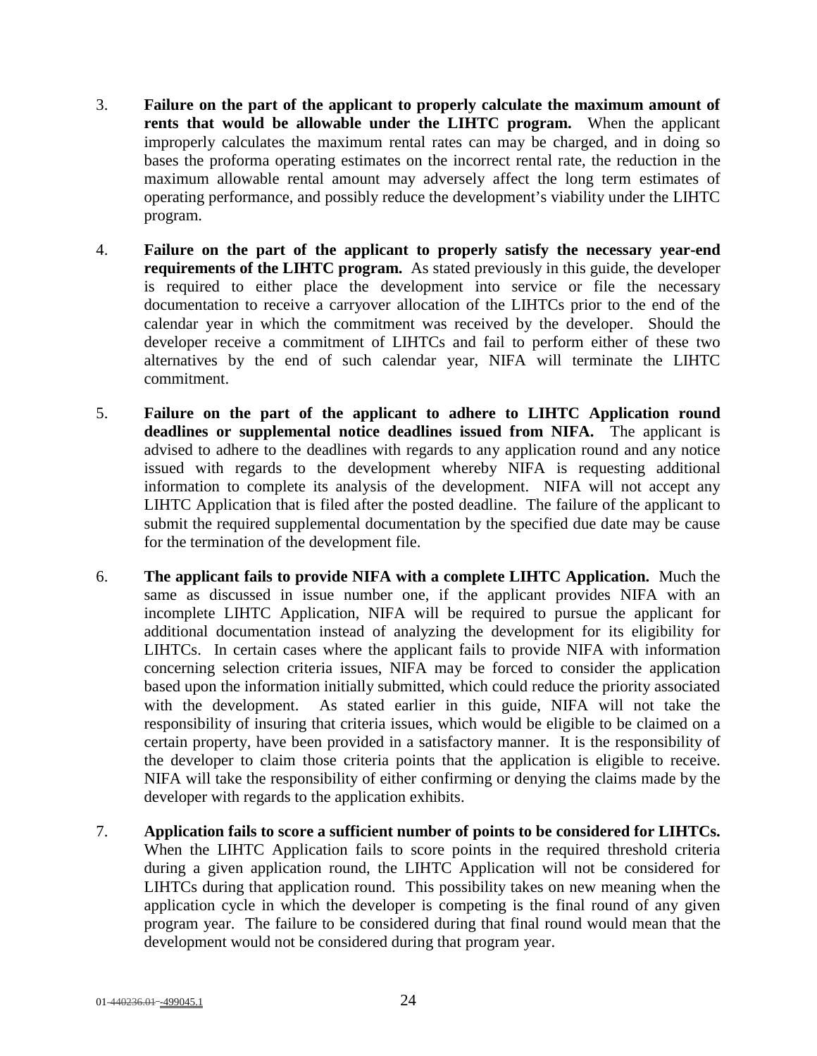3. **Failure on the part of the applicant to properly calculate the maximum amount of rents that would be allowable under the LIHTC program.** When the applicant improperly calculates the maximum rental rates can may be charged, and in doing so bases the proforma operating estimates on the incorrect rental rate, the reduction in the maximum allowable rental amount may adversely affect the long term estimates of operating performance, and possibly reduce the development's viability under the LIHTC program.

4. **Failure on the part of the applicant to properly satisfy the necessary year-end requirements of the LIHTC program.** As stated previously in this guide, the developer is required to either place the development into service or file the necessary documentation to receive a carryover allocation of the LIHTCs prior to the end of the calendar year in which the commitment was received by the developer. Should the developer receive a commitment of LIHTCs and fail to perform either of these two alternatives by the end of such calendar year, NIFA will terminate the LIHTC commitment.

5. **Failure on the part of the applicant to adhere to LIHTC Application round deadlines or supplemental notice deadlines issued from NIFA.** The applicant is advised to adhere to the deadlines with regards to any application round and any notice issued with regards to the development whereby NIFA is requesting additional information to complete its analysis of the development. NIFA will not accept any LIHTC Application that is filed after the posted deadline. The failure of the applicant to submit the required supplemental documentation by the specified due date may be cause for the termination of the development file.

6. **The applicant fails to provide NIFA with a complete LIHTC Application.** Much the same as discussed in issue number one, if the applicant provides NIFA with an incomplete LIHTC Application, NIFA will be required to pursue the applicant for additional documentation instead of analyzing the development for its eligibility for LIHTCs. In certain cases where the applicant fails to provide NIFA with information concerning selection criteria issues, NIFA may be forced to consider the application based upon the information initially submitted, which could reduce the priority associated with the development. As stated earlier in this guide, NIFA will not take the responsibility of insuring that criteria issues, which would be eligible to be claimed on a certain property, have been provided in a satisfactory manner. It is the responsibility of the developer to claim those criteria points that the application is eligible to receive. NIFA will take the responsibility of either confirming or denying the claims made by the developer with regards to the application exhibits.

7. **Application fails to score a sufficient number of points to be considered for LIHTCs.** When the LIHTC Application fails to score points in the required threshold criteria during a given application round, the LIHTC Application will not be considered for LIHTCs during that application round. This possibility takes on new meaning when the application cycle in which the developer is competing is the final round of any given program year. The failure to be considered during that final round would mean that the development would not be considered during that program year.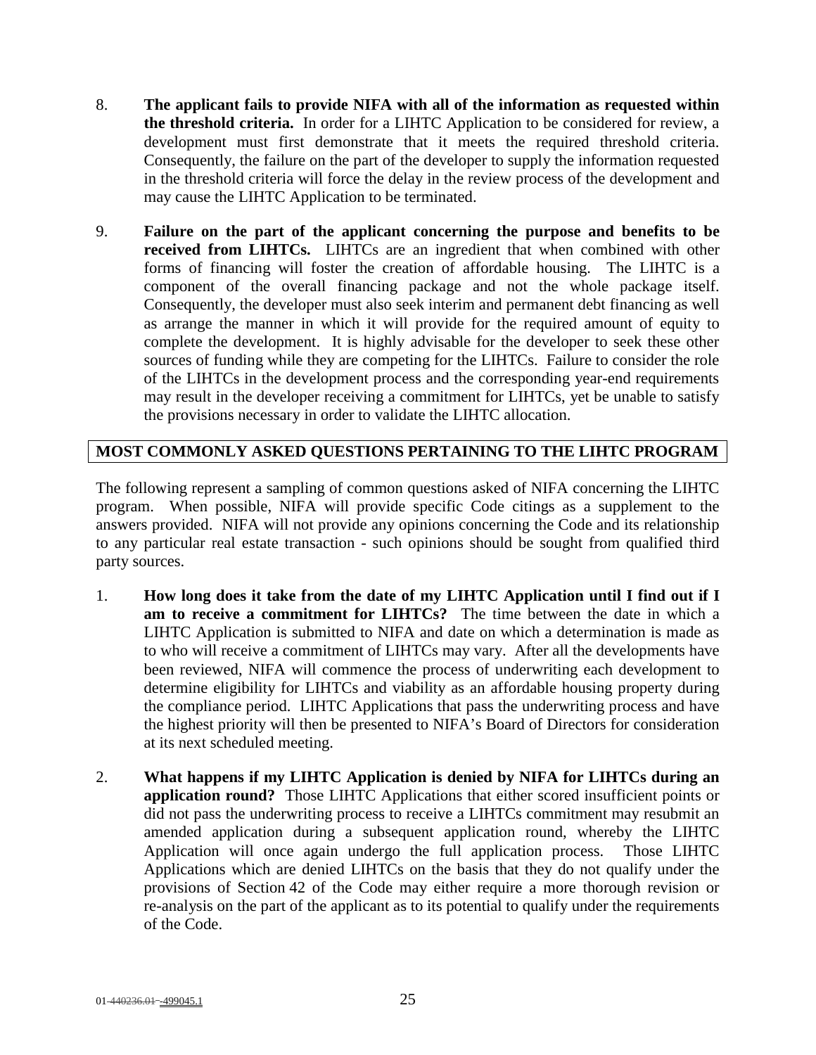8. **The applicant fails to provide NIFA with all of the information as requested within the threshold criteria.** In order for a LIHTC Application to be considered for review, a development must first demonstrate that it meets the required threshold criteria. Consequently, the failure on the part of the developer to supply the information requested in the threshold criteria will force the delay in the review process of the development and may cause the LIHTC Application to be terminated.

9. **Failure on the part of the applicant concerning the purpose and benefits to be received from LIHTCs.** LIHTCs are an ingredient that when combined with other forms of financing will foster the creation of affordable housing. The LIHTC is a component of the overall financing package and not the whole package itself. Consequently, the developer must also seek interim and permanent debt financing as well as arrange the manner in which it will provide for the required amount of equity to complete the development. It is highly advisable for the developer to seek these other sources of funding while they are competing for the LIHTCs. Failure to consider the role of the LIHTCs in the development process and the corresponding year-end requirements may result in the developer receiving a commitment for LIHTCs, yet be unable to satisfy the provisions necessary in order to validate the LIHTC allocation.

## MOST COMMONLY ASKED QUESTIONS PERTAINING TO THE LIHTC PROGRAM

The following represent a sampling of common questions asked of NIFA concerning the LIHTC program. When possible, NIFA will provide specific Code citings as a supplement to the answers provided. NIFA will not provide any opinions concerning the Code and its relationship to any particular real estate transaction - such opinions should be sought from qualified third party sources.

1. **How long does it take from the date of my LIHTC Application until I find out if I am to receive a commitment for LIHTCs?** The time between the date in which a LIHTC Application is submitted to NIFA and date on which a determination is made as to who will receive a commitment of LIHTCs may vary. After all the developments have been reviewed, NIFA will commence the process of underwriting each development to determine eligibility for LIHTCs and viability as an affordable housing property during the compliance period. LIHTC Applications that pass the underwriting process and have the highest priority will then be presented to NIFA's Board of Directors for consideration at its next scheduled meeting.

2. **What happens if my LIHTC Application is denied by NIFA for LIHTCs during an application round?** Those LIHTC Applications that either scored insufficient points or did not pass the underwriting process to receive a LIHTCs commitment may resubmit an amended application during a subsequent application round, whereby the LIHTC Application will once again undergo the full application process. Those LIHTC Applications which are denied LIHTCs on the basis that they do not qualify under the provisions of Section 42 of the Code may either require a more thorough revision or re-analysis on the part of the applicant as to its potential to qualify under the requirements of the Code.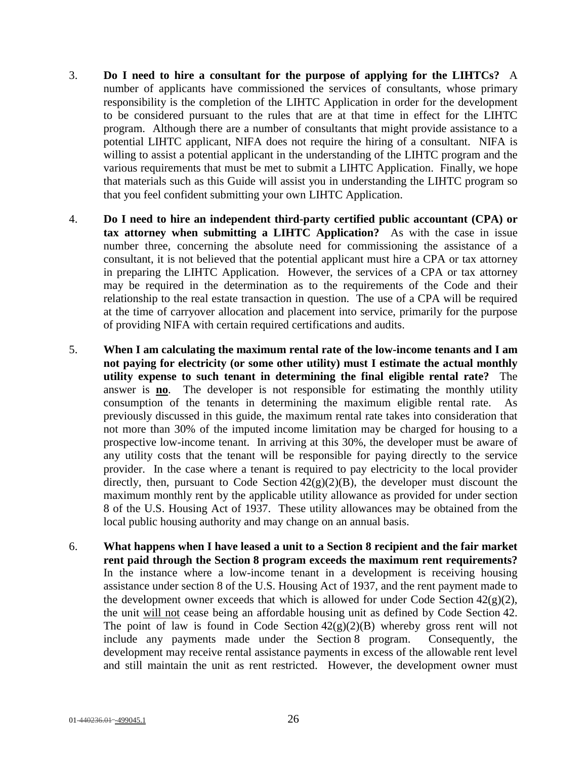3. **Do I need to hire a consultant for the purpose of applying for the LIHTCs?** A number of applicants have commissioned the services of consultants, whose primary responsibility is the completion of the LIHTC Application in order for the development to be considered pursuant to the rules that are at that time in effect for the LIHTC program. Although there are a number of consultants that might provide assistance to a potential LIHTC applicant, NIFA does not require the hiring of a consultant. NIFA is willing to assist a potential applicant in the understanding of the LIHTC program and the various requirements that must be met to submit a LIHTC Application. Finally, we hope that materials such as this Guide will assist you in understanding the LIHTC program so that you feel confident submitting your own LIHTC Application.

4. **Do I need to hire an independent third-party certified public accountant (CPA) or tax attorney when submitting a LIHTC Application?** As with the case in issue number three, concerning the absolute need for commissioning the assistance of a consultant, it is not believed that the potential applicant must hire a CPA or tax attorney in preparing the LIHTC Application. However, the services of a CPA or tax attorney may be required in the determination as to the requirements of the Code and their relationship to the real estate transaction in question. The use of a CPA will be required at the time of carryover allocation and placement into service, primarily for the purpose of providing NIFA with certain required certifications and audits.

5. **When I am calculating the maximum rental rate of the low-income tenants and I am not paying for electricity (or some other utility) must I estimate the actual monthly utility expense to such tenant in determining the final eligible rental rate?** The answer is **<u>no</u>**. The developer is not responsible for estimating the monthly utility consumption of the tenants in determining the maximum eligible rental rate. As previously discussed in this guide, the maximum rental rate takes into consideration that not more than 30% of the imputed income limitation may be charged for housing to a prospective low-income tenant. In arriving at this 30%, the developer must be aware of any utility costs that the tenant will be responsible for paying directly to the service provider. In the case where a tenant is required to pay electricity to the local provider directly, then, pursuant to Code Section 42(g)(2)(B), the developer must discount the maximum monthly rent by the applicable utility allowance as provided for under section 8 of the U.S. Housing Act of 1937. These utility allowances may be obtained from the local public housing authority and may change on an annual basis.

6. **What happens when I have leased a unit to a Section 8 recipient and the fair market rent paid through the Section 8 program exceeds the maximum rent requirements?** In the instance where a low-income tenant in a development is receiving housing assistance under section 8 of the U.S. Housing Act of 1937, and the rent payment made to the development owner exceeds that which is allowed for under Code Section 42(g)(2), the unit <u>will not</u> cease being an affordable housing unit as defined by Code Section 42. The point of law is found in Code Section 42(g)(2)(B) whereby gross rent will not include any payments made under the Section 8 program. Consequently, the development may receive rental assistance payments in excess of the allowable rent level and still maintain the unit as rent restricted. However, the development owner must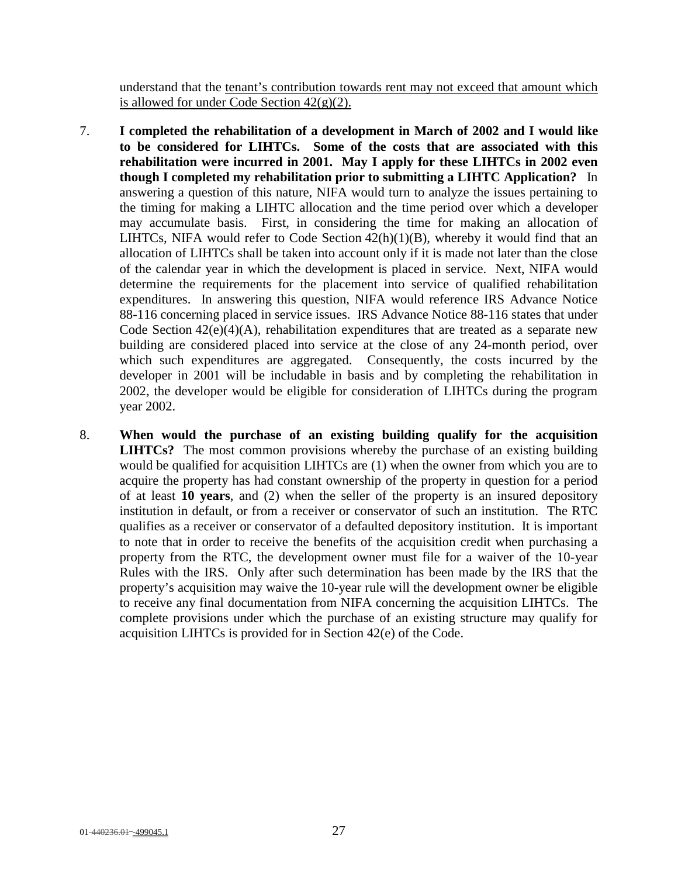understand that the <u>tenant's contribution towards rent may not exceed that amount which is allowed for under Code Section 42(g)(2).</u>

7. **I completed the rehabilitation of a development in March of 2002 and I would like to be considered for LIHTCs. Some of the costs that are associated with this rehabilitation were incurred in 2001. May I apply for these LIHTCs in 2002 even though I completed my rehabilitation prior to submitting a LIHTC Application?** In answering a question of this nature, NIFA would turn to analyze the issues pertaining to the timing for making a LIHTC allocation and the time period over which a developer may accumulate basis. First, in considering the time for making an allocation of LIHTCs, NIFA would refer to Code Section 42(h)(1)(B), whereby it would find that an allocation of LIHTCs shall be taken into account only if it is made not later than the close of the calendar year in which the development is placed in service. Next, NIFA would determine the requirements for the placement into service of qualified rehabilitation expenditures. In answering this question, NIFA would reference IRS Advance Notice 88-116 concerning placed in service issues. IRS Advance Notice 88-116 states that under Code Section 42(e)(4)(A), rehabilitation expenditures that are treated as a separate new building are considered placed into service at the close of any 24-month period, over which such expenditures are aggregated. Consequently, the costs incurred by the developer in 2001 will be includable in basis and by completing the rehabilitation in 2002, the developer would be eligible for consideration of LIHTCs during the program year 2002.

8. **When would the purchase of an existing building qualify for the acquisition LIHTCs?** The most common provisions whereby the purchase of an existing building would be qualified for acquisition LIHTCs are (1) when the owner from which you are to acquire the property has had constant ownership of the property in question for a period of at least **10 years**, and (2) when the seller of the property is an insured depository institution in default, or from a receiver or conservator of such an institution. The RTC qualifies as a receiver or conservator of a defaulted depository institution. It is important to note that in order to receive the benefits of the acquisition credit when purchasing a property from the RTC, the development owner must file for a waiver of the 10-year Rules with the IRS. Only after such determination has been made by the IRS that the property's acquisition may waive the 10-year rule will the development owner be eligible to receive any final documentation from NIFA concerning the acquisition LIHTCs. The complete provisions under which the purchase of an existing structure may qualify for acquisition LIHTCs is provided for in Section 42(e) of the Code.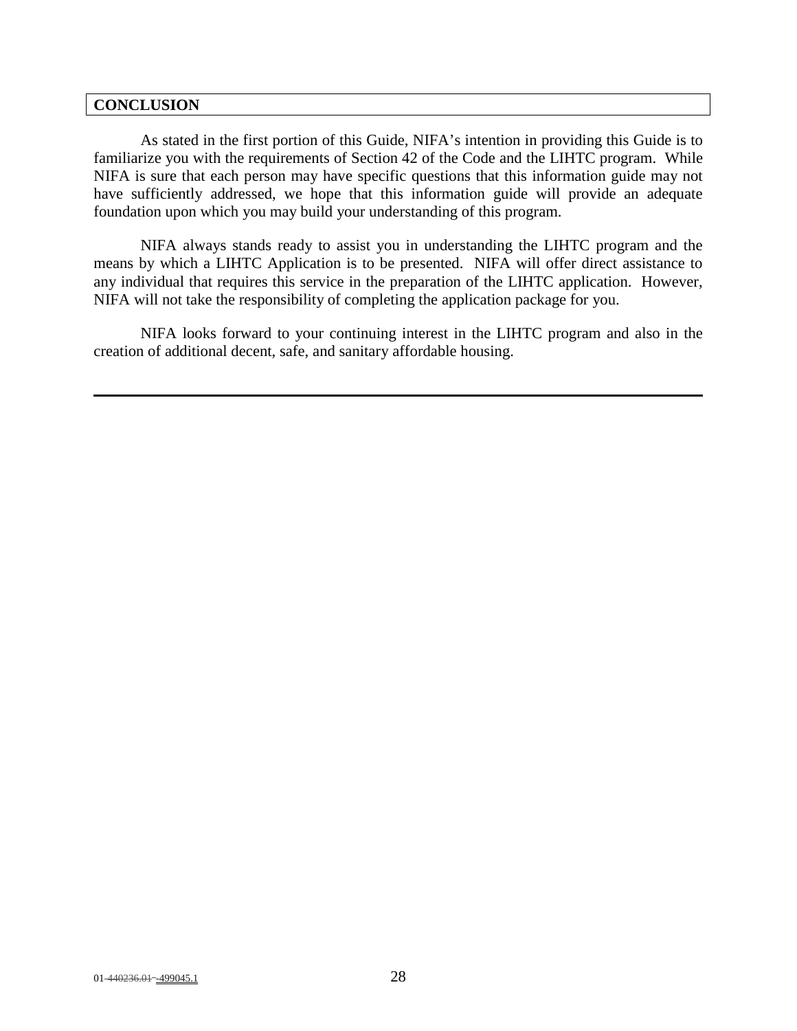## CONCLUSION

As stated in the first portion of this Guide, NIFA's intention in providing this Guide is to familiarize you with the requirements of Section 42 of the Code and the LIHTC program. While NIFA is sure that each person may have specific questions that this information guide may not have sufficiently addressed, we hope that this information guide will provide an adequate foundation upon which you may build your understanding of this program.

NIFA always stands ready to assist you in understanding the LIHTC program and the means by which a LIHTC Application is to be presented. NIFA will offer direct assistance to any individual that requires this service in the preparation of the LIHTC application. However, NIFA will not take the responsibility of completing the application package for you.

NIFA looks forward to your continuing interest in the LIHTC program and also in the creation of additional decent, safe, and sanitary affordable housing.

---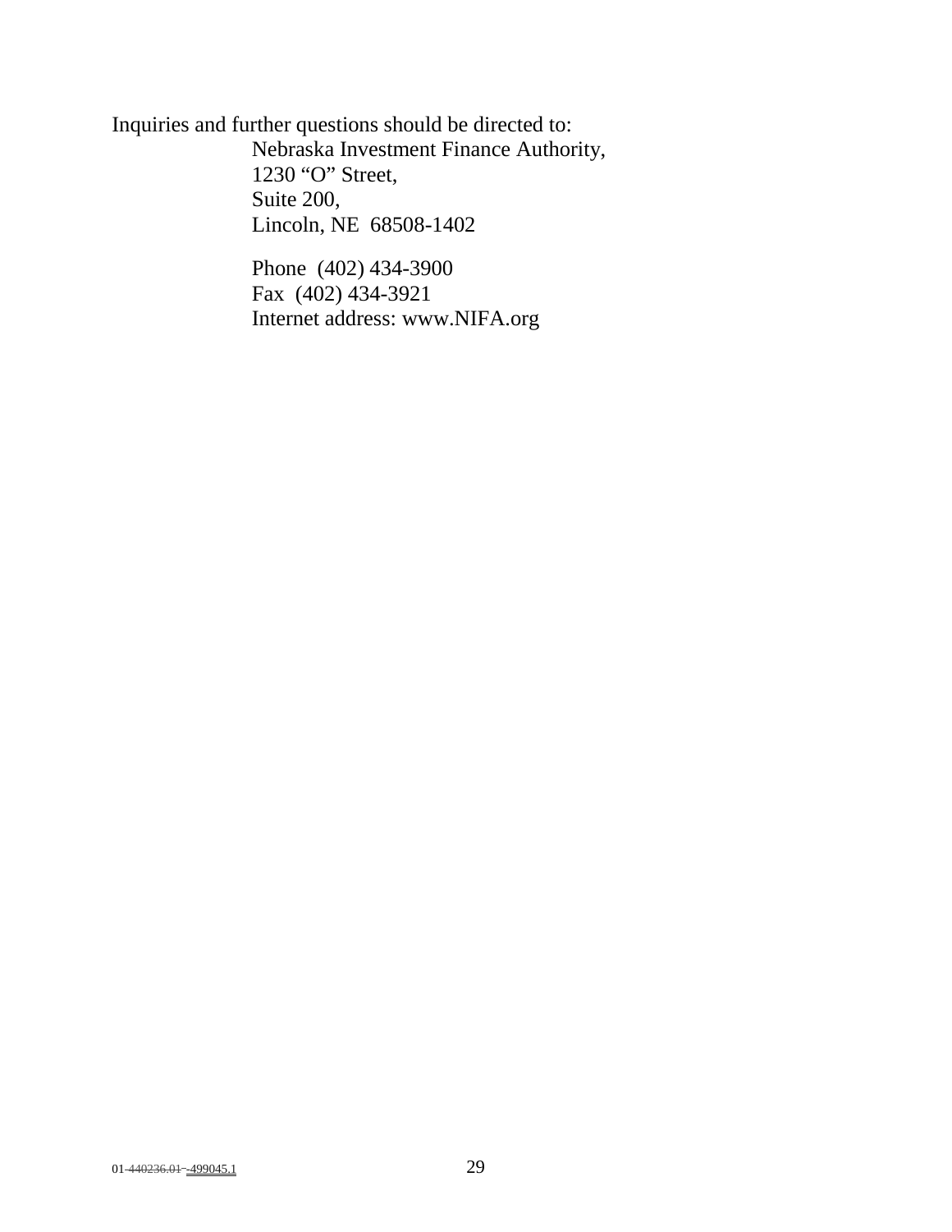Inquiries and further questions should be directed to:

Nebraska Investment Finance Authority,
1230 “O” Street,
Suite 200,
Lincoln, NE  68508-1402

Phone  (402) 434-3900
Fax  (402) 434-3921
Internet address: www.NIFA.org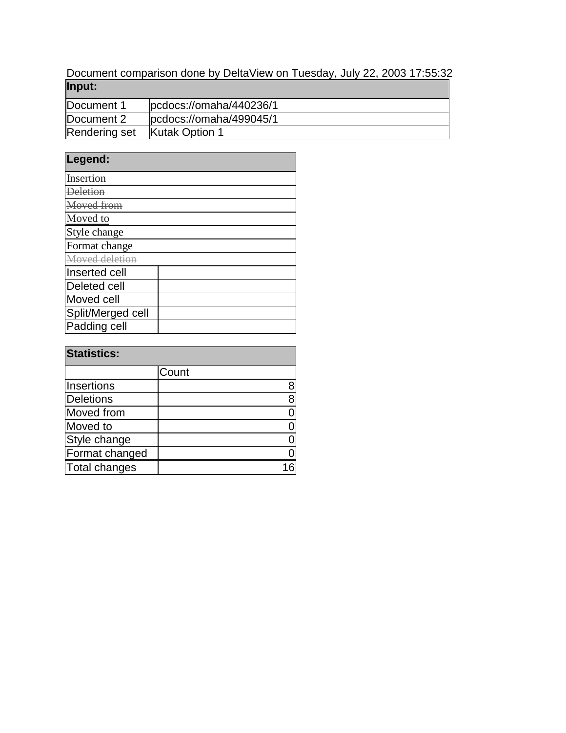Document comparison done by DeltaView on Tuesday, July 22, 2003 17:55:32

| Input: | |
|---|---|
| Document 1 | pcdocs://omaha/440236/1 |
| Document 2 | pcdocs://omaha/499045/1 |
| Rendering set | Kutak Option 1 |

| Legend: | |
|---|---|
| Insertion | |
| ~~Deletion~~ | |
| ~~Moved from~~ | |
| Moved to | |
| Style change | |
| Format change | |
| ~~Moved deletion~~ | |
| Inserted cell | |
| Deleted cell | |
| Moved cell | |
| Split/Merged cell | |
| Padding cell | |

| Statistics: | |
|---|---|
| | Count |
| Insertions | 8 |
| Deletions | 8 |
| Moved from | 0 |
| Moved to | 0 |
| Style change | 0 |
| Format changed | 0 |
| Total changes | 16 |